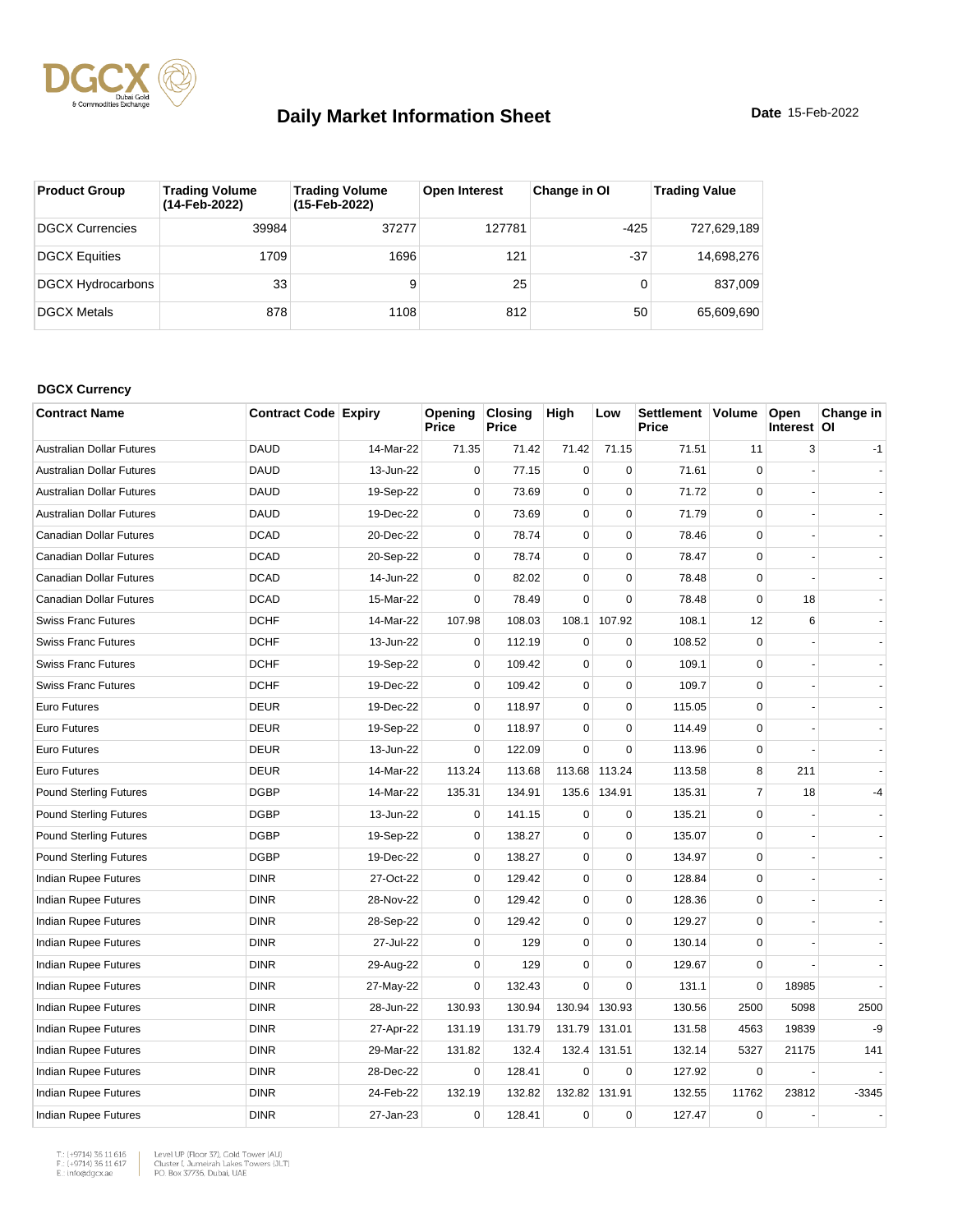# Daily Market Information Sheet

**Date** 15-Feb-2022

| Product Group | Trading Volume (14-Feb-2022) | Trading Volume (15-Feb-2022) | Open Interest | Change in OI | Trading Value |
|---|---|---|---|---|---|
| DGCX Currencies | 39984 | 37277 | 127781 | -425 | 727,629,189 |
| DGCX Equities | 1709 | 1696 | 121 | -37 | 14,698,276 |
| DGCX Hydrocarbons | 33 | 9 | 25 | 0 | 837,009 |
| DGCX Metals | 878 | 1108 | 812 | 50 | 65,609,690 |

**DGCX Currency**

| Contract Name | Contract Code | Expiry | Opening Price | Closing Price | High | Low | Settlement Price | Volume | Open Interest | Change in OI |
|---|---|---|---|---|---|---|---|---|---|---|
| Australian Dollar Futures | DAUD | 14-Mar-22 | 71.35 | 71.42 | 71.42 | 71.15 | 71.51 | 11 | 3 | -1 |
| Australian Dollar Futures | DAUD | 13-Jun-22 | 0 | 77.15 | 0 | 0 | 71.61 | 0 | - | - |
| Australian Dollar Futures | DAUD | 19-Sep-22 | 0 | 73.69 | 0 | 0 | 71.72 | 0 | - | - |
| Australian Dollar Futures | DAUD | 19-Dec-22 | 0 | 73.69 | 0 | 0 | 71.79 | 0 | - | - |
| Canadian Dollar Futures | DCAD | 20-Dec-22 | 0 | 78.74 | 0 | 0 | 78.46 | 0 | - | - |
| Canadian Dollar Futures | DCAD | 20-Sep-22 | 0 | 78.74 | 0 | 0 | 78.47 | 0 | - | - |
| Canadian Dollar Futures | DCAD | 14-Jun-22 | 0 | 82.02 | 0 | 0 | 78.48 | 0 | - | - |
| Canadian Dollar Futures | DCAD | 15-Mar-22 | 0 | 78.49 | 0 | 0 | 78.48 | 0 | 18 | - |
| Swiss Franc Futures | DCHF | 14-Mar-22 | 107.98 | 108.03 | 108.1 | 107.92 | 108.1 | 12 | 6 | - |
| Swiss Franc Futures | DCHF | 13-Jun-22 | 0 | 112.19 | 0 | 0 | 108.52 | 0 | - | - |
| Swiss Franc Futures | DCHF | 19-Sep-22 | 0 | 109.42 | 0 | 0 | 109.1 | 0 | - | - |
| Swiss Franc Futures | DCHF | 19-Dec-22 | 0 | 109.42 | 0 | 0 | 109.7 | 0 | - | - |
| Euro Futures | DEUR | 19-Dec-22 | 0 | 118.97 | 0 | 0 | 115.05 | 0 | - | - |
| Euro Futures | DEUR | 19-Sep-22 | 0 | 118.97 | 0 | 0 | 114.49 | 0 | - | - |
| Euro Futures | DEUR | 13-Jun-22 | 0 | 122.09 | 0 | 0 | 113.96 | 0 | - | - |
| Euro Futures | DEUR | 14-Mar-22 | 113.24 | 113.68 | 113.68 | 113.24 | 113.58 | 8 | 211 | - |
| Pound Sterling Futures | DGBP | 14-Mar-22 | 135.31 | 134.91 | 135.6 | 134.91 | 135.31 | 7 | 18 | -4 |
| Pound Sterling Futures | DGBP | 13-Jun-22 | 0 | 141.15 | 0 | 0 | 135.21 | 0 | - | - |
| Pound Sterling Futures | DGBP | 19-Sep-22 | 0 | 138.27 | 0 | 0 | 135.07 | 0 | - | - |
| Pound Sterling Futures | DGBP | 19-Dec-22 | 0 | 138.27 | 0 | 0 | 134.97 | 0 | - | - |
| Indian Rupee Futures | DINR | 27-Oct-22 | 0 | 129.42 | 0 | 0 | 128.84 | 0 | - | - |
| Indian Rupee Futures | DINR | 28-Nov-22 | 0 | 129.42 | 0 | 0 | 128.36 | 0 | - | - |
| Indian Rupee Futures | DINR | 28-Sep-22 | 0 | 129.42 | 0 | 0 | 129.27 | 0 | - | - |
| Indian Rupee Futures | DINR | 27-Jul-22 | 0 | 129 | 0 | 0 | 130.14 | 0 | - | - |
| Indian Rupee Futures | DINR | 29-Aug-22 | 0 | 129 | 0 | 0 | 129.67 | 0 | - | - |
| Indian Rupee Futures | DINR | 27-May-22 | 0 | 132.43 | 0 | 0 | 131.1 | 0 | 18985 | - |
| Indian Rupee Futures | DINR | 28-Jun-22 | 130.93 | 130.94 | 130.94 | 130.93 | 130.56 | 2500 | 5098 | 2500 |
| Indian Rupee Futures | DINR | 27-Apr-22 | 131.19 | 131.79 | 131.79 | 131.01 | 131.58 | 4563 | 19839 | -9 |
| Indian Rupee Futures | DINR | 29-Mar-22 | 131.82 | 132.4 | 132.4 | 131.51 | 132.14 | 5327 | 21175 | 141 |
| Indian Rupee Futures | DINR | 28-Dec-22 | 0 | 128.41 | 0 | 0 | 127.92 | 0 | - | - |
| Indian Rupee Futures | DINR | 24-Feb-22 | 132.19 | 132.82 | 132.82 | 131.91 | 132.55 | 11762 | 23812 | -3345 |
| Indian Rupee Futures | DINR | 27-Jan-23 | 0 | 128.41 | 0 | 0 | 127.47 | 0 | - | - |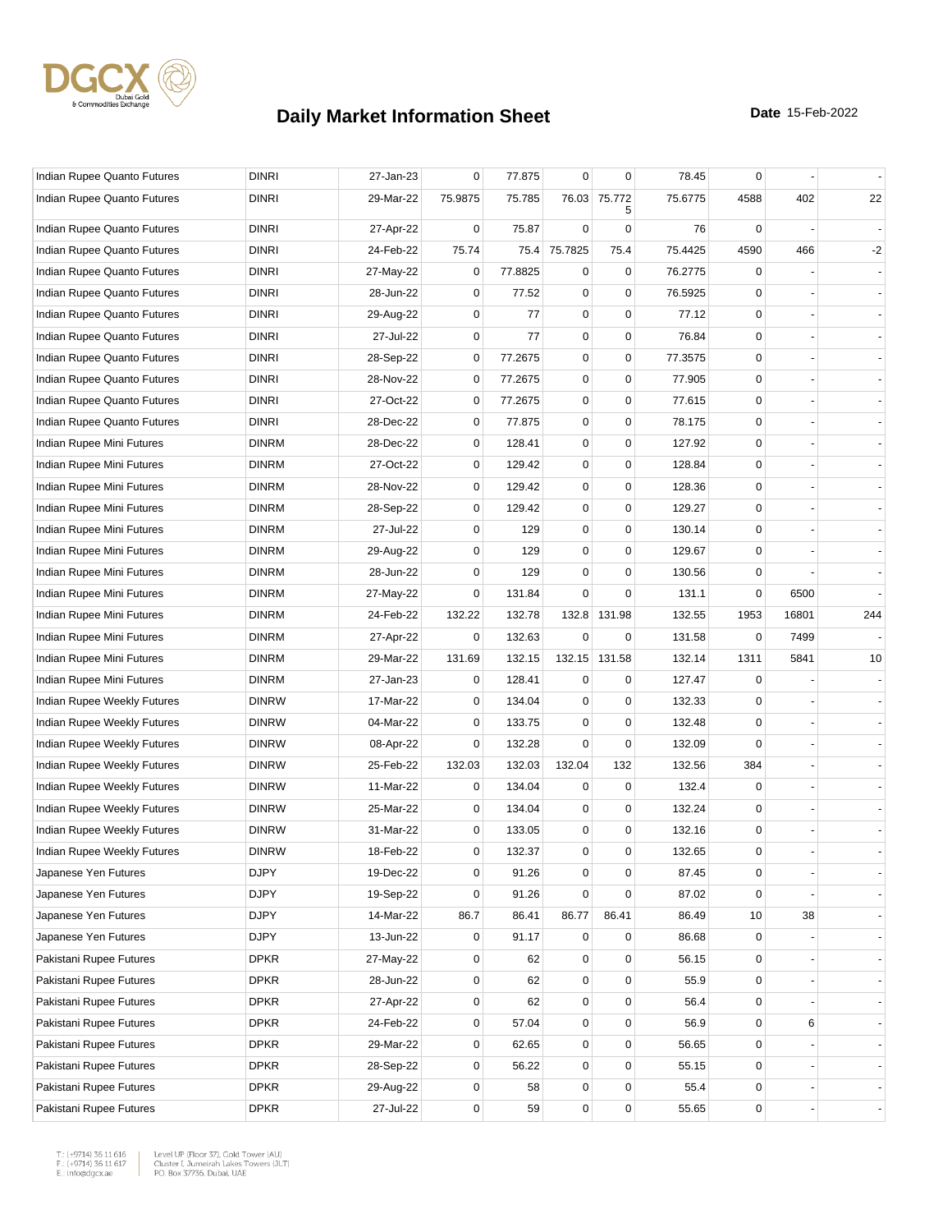# Daily Market Information Sheet

**Date** 15-Feb-2022

| | | | | | | | | | | |
|---|---|---|---|---|---|---|---|---|---|---|
| Indian Rupee Quanto Futures | DINRI | 27-Jan-23 | 0 | 77.875 | 0 | 0 | 78.45 | 0 | - | - |
| Indian Rupee Quanto Futures | DINRI | 29-Mar-22 | 75.9875 | 75.785 | 76.03 | 75.7725 | 75.6775 | 4588 | 402 | 22 |
| Indian Rupee Quanto Futures | DINRI | 27-Apr-22 | 0 | 75.87 | 0 | 0 | 76 | 0 | - | - |
| Indian Rupee Quanto Futures | DINRI | 24-Feb-22 | 75.74 | 75.4 | 75.7825 | 75.4 | 75.4425 | 4590 | 466 | -2 |
| Indian Rupee Quanto Futures | DINRI | 27-May-22 | 0 | 77.8825 | 0 | 0 | 76.2775 | 0 | - | - |
| Indian Rupee Quanto Futures | DINRI | 28-Jun-22 | 0 | 77.52 | 0 | 0 | 76.5925 | 0 | - | - |
| Indian Rupee Quanto Futures | DINRI | 29-Aug-22 | 0 | 77 | 0 | 0 | 77.12 | 0 | - | - |
| Indian Rupee Quanto Futures | DINRI | 27-Jul-22 | 0 | 77 | 0 | 0 | 76.84 | 0 | - | - |
| Indian Rupee Quanto Futures | DINRI | 28-Sep-22 | 0 | 77.2675 | 0 | 0 | 77.3575 | 0 | - | - |
| Indian Rupee Quanto Futures | DINRI | 28-Nov-22 | 0 | 77.2675 | 0 | 0 | 77.905 | 0 | - | - |
| Indian Rupee Quanto Futures | DINRI | 27-Oct-22 | 0 | 77.2675 | 0 | 0 | 77.615 | 0 | - | - |
| Indian Rupee Quanto Futures | DINRI | 28-Dec-22 | 0 | 77.875 | 0 | 0 | 78.175 | 0 | - | - |
| Indian Rupee Mini Futures | DINRM | 28-Dec-22 | 0 | 128.41 | 0 | 0 | 127.92 | 0 | - | - |
| Indian Rupee Mini Futures | DINRM | 27-Oct-22 | 0 | 129.42 | 0 | 0 | 128.84 | 0 | - | - |
| Indian Rupee Mini Futures | DINRM | 28-Nov-22 | 0 | 129.42 | 0 | 0 | 128.36 | 0 | - | - |
| Indian Rupee Mini Futures | DINRM | 28-Sep-22 | 0 | 129.42 | 0 | 0 | 129.27 | 0 | - | - |
| Indian Rupee Mini Futures | DINRM | 27-Jul-22 | 0 | 129 | 0 | 0 | 130.14 | 0 | - | - |
| Indian Rupee Mini Futures | DINRM | 29-Aug-22 | 0 | 129 | 0 | 0 | 129.67 | 0 | - | - |
| Indian Rupee Mini Futures | DINRM | 28-Jun-22 | 0 | 129 | 0 | 0 | 130.56 | 0 | - | - |
| Indian Rupee Mini Futures | DINRM | 27-May-22 | 0 | 131.84 | 0 | 0 | 131.1 | 0 | 6500 | - |
| Indian Rupee Mini Futures | DINRM | 24-Feb-22 | 132.22 | 132.78 | 132.8 | 131.98 | 132.55 | 1953 | 16801 | 244 |
| Indian Rupee Mini Futures | DINRM | 27-Apr-22 | 0 | 132.63 | 0 | 0 | 131.58 | 0 | 7499 | - |
| Indian Rupee Mini Futures | DINRM | 29-Mar-22 | 131.69 | 132.15 | 132.15 | 131.58 | 132.14 | 1311 | 5841 | 10 |
| Indian Rupee Mini Futures | DINRM | 27-Jan-23 | 0 | 128.41 | 0 | 0 | 127.47 | 0 | - | - |
| Indian Rupee Weekly Futures | DINRW | 17-Mar-22 | 0 | 134.04 | 0 | 0 | 132.33 | 0 | - | - |
| Indian Rupee Weekly Futures | DINRW | 04-Mar-22 | 0 | 133.75 | 0 | 0 | 132.48 | 0 | - | - |
| Indian Rupee Weekly Futures | DINRW | 08-Apr-22 | 0 | 132.28 | 0 | 0 | 132.09 | 0 | - | - |
| Indian Rupee Weekly Futures | DINRW | 25-Feb-22 | 132.03 | 132.03 | 132.04 | 132 | 132.56 | 384 | - | - |
| Indian Rupee Weekly Futures | DINRW | 11-Mar-22 | 0 | 134.04 | 0 | 0 | 132.4 | 0 | - | - |
| Indian Rupee Weekly Futures | DINRW | 25-Mar-22 | 0 | 134.04 | 0 | 0 | 132.24 | 0 | - | - |
| Indian Rupee Weekly Futures | DINRW | 31-Mar-22 | 0 | 133.05 | 0 | 0 | 132.16 | 0 | - | - |
| Indian Rupee Weekly Futures | DINRW | 18-Feb-22 | 0 | 132.37 | 0 | 0 | 132.65 | 0 | - | - |
| Japanese Yen Futures | DJPY | 19-Dec-22 | 0 | 91.26 | 0 | 0 | 87.45 | 0 | - | - |
| Japanese Yen Futures | DJPY | 19-Sep-22 | 0 | 91.26 | 0 | 0 | 87.02 | 0 | - | - |
| Japanese Yen Futures | DJPY | 14-Mar-22 | 86.7 | 86.41 | 86.77 | 86.41 | 86.49 | 10 | 38 | - |
| Japanese Yen Futures | DJPY | 13-Jun-22 | 0 | 91.17 | 0 | 0 | 86.68 | 0 | - | - |
| Pakistani Rupee Futures | DPKR | 27-May-22 | 0 | 62 | 0 | 0 | 56.15 | 0 | - | - |
| Pakistani Rupee Futures | DPKR | 28-Jun-22 | 0 | 62 | 0 | 0 | 55.9 | 0 | - | - |
| Pakistani Rupee Futures | DPKR | 27-Apr-22 | 0 | 62 | 0 | 0 | 56.4 | 0 | - | - |
| Pakistani Rupee Futures | DPKR | 24-Feb-22 | 0 | 57.04 | 0 | 0 | 56.9 | 0 | 6 | - |
| Pakistani Rupee Futures | DPKR | 29-Mar-22 | 0 | 62.65 | 0 | 0 | 56.65 | 0 | - | - |
| Pakistani Rupee Futures | DPKR | 28-Sep-22 | 0 | 56.22 | 0 | 0 | 55.15 | 0 | - | - |
| Pakistani Rupee Futures | DPKR | 29-Aug-22 | 0 | 58 | 0 | 0 | 55.4 | 0 | - | - |
| Pakistani Rupee Futures | DPKR | 27-Jul-22 | 0 | 59 | 0 | 0 | 55.65 | 0 | - | - |

T.: (+9714) 36 11 616
F.: (+9714) 36 11 617
E.: info@dgcx.ae

Level UP (Floor 37), Gold Tower (AU)
Cluster I, Jumeirah Lakes Towers (JLT)
P.O. Box 37736, Dubai, UAE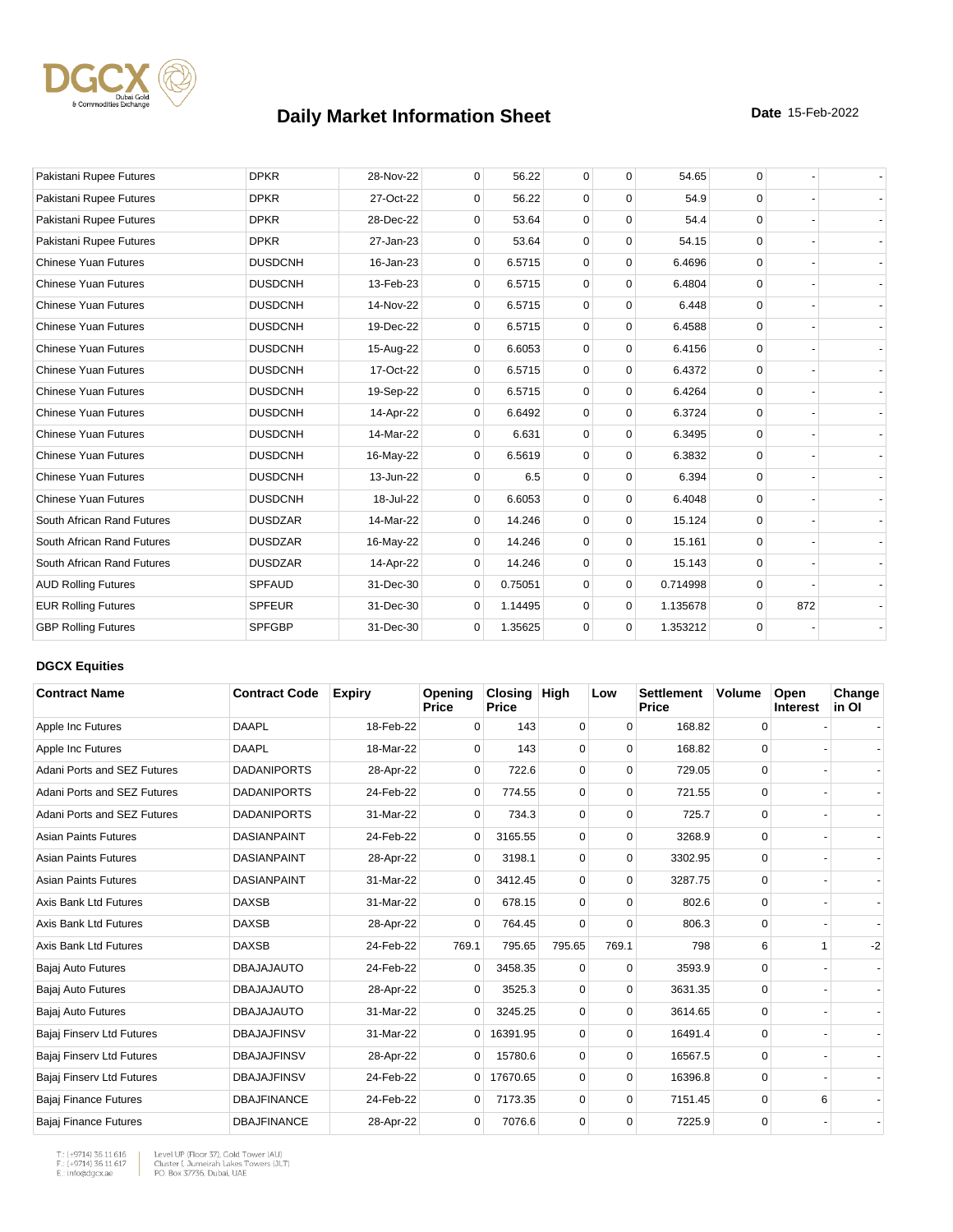# Daily Market Information Sheet

**Date** 15-Feb-2022

| | | | | | | | | | | |
|---|---|---|---|---|---|---|---|---|---|---|
| Pakistani Rupee Futures | DPKR | 28-Nov-22 | 0 | 56.22 | 0 | 0 | 54.65 | 0 | - | - |
| Pakistani Rupee Futures | DPKR | 27-Oct-22 | 0 | 56.22 | 0 | 0 | 54.9 | 0 | - | - |
| Pakistani Rupee Futures | DPKR | 28-Dec-22 | 0 | 53.64 | 0 | 0 | 54.4 | 0 | - | - |
| Pakistani Rupee Futures | DPKR | 27-Jan-23 | 0 | 53.64 | 0 | 0 | 54.15 | 0 | - | - |
| Chinese Yuan Futures | DUSDCNH | 16-Jan-23 | 0 | 6.5715 | 0 | 0 | 6.4696 | 0 | - | - |
| Chinese Yuan Futures | DUSDCNH | 13-Feb-23 | 0 | 6.5715 | 0 | 0 | 6.4804 | 0 | - | - |
| Chinese Yuan Futures | DUSDCNH | 14-Nov-22 | 0 | 6.5715 | 0 | 0 | 6.448 | 0 | - | - |
| Chinese Yuan Futures | DUSDCNH | 19-Dec-22 | 0 | 6.5715 | 0 | 0 | 6.4588 | 0 | - | - |
| Chinese Yuan Futures | DUSDCNH | 15-Aug-22 | 0 | 6.6053 | 0 | 0 | 6.4156 | 0 | - | - |
| Chinese Yuan Futures | DUSDCNH | 17-Oct-22 | 0 | 6.5715 | 0 | 0 | 6.4372 | 0 | - | - |
| Chinese Yuan Futures | DUSDCNH | 19-Sep-22 | 0 | 6.5715 | 0 | 0 | 6.4264 | 0 | - | - |
| Chinese Yuan Futures | DUSDCNH | 14-Apr-22 | 0 | 6.6492 | 0 | 0 | 6.3724 | 0 | - | - |
| Chinese Yuan Futures | DUSDCNH | 14-Mar-22 | 0 | 6.631 | 0 | 0 | 6.3495 | 0 | - | - |
| Chinese Yuan Futures | DUSDCNH | 16-May-22 | 0 | 6.5619 | 0 | 0 | 6.3832 | 0 | - | - |
| Chinese Yuan Futures | DUSDCNH | 13-Jun-22 | 0 | 6.5 | 0 | 0 | 6.394 | 0 | - | - |
| Chinese Yuan Futures | DUSDCNH | 18-Jul-22 | 0 | 6.6053 | 0 | 0 | 6.4048 | 0 | - | - |
| South African Rand Futures | DUSDZAR | 14-Mar-22 | 0 | 14.246 | 0 | 0 | 15.124 | 0 | - | - |
| South African Rand Futures | DUSDZAR | 16-May-22 | 0 | 14.246 | 0 | 0 | 15.161 | 0 | - | - |
| South African Rand Futures | DUSDZAR | 14-Apr-22 | 0 | 14.246 | 0 | 0 | 15.143 | 0 | - | - |
| AUD Rolling Futures | SPFAUD | 31-Dec-30 | 0 | 0.75051 | 0 | 0 | 0.714998 | 0 | - | - |
| EUR Rolling Futures | SPFEUR | 31-Dec-30 | 0 | 1.14495 | 0 | 0 | 1.135678 | 0 | 872 | - |
| GBP Rolling Futures | SPFGBP | 31-Dec-30 | 0 | 1.35625 | 0 | 0 | 1.353212 | 0 | - | - |

### DGCX Equities

| Contract Name | Contract Code | Expiry | Opening Price | Closing Price | High | Low | Settlement Price | Volume | Open Interest | Change in OI |
|---|---|---|---|---|---|---|---|---|---|---|
| Apple Inc Futures | DAAPL | 18-Feb-22 | 0 | 143 | 0 | 0 | 168.82 | 0 | - | - |
| Apple Inc Futures | DAAPL | 18-Mar-22 | 0 | 143 | 0 | 0 | 168.82 | 0 | - | - |
| Adani Ports and SEZ Futures | DADANIPORTS | 28-Apr-22 | 0 | 722.6 | 0 | 0 | 729.05 | 0 | - | - |
| Adani Ports and SEZ Futures | DADANIPORTS | 24-Feb-22 | 0 | 774.55 | 0 | 0 | 721.55 | 0 | - | - |
| Adani Ports and SEZ Futures | DADANIPORTS | 31-Mar-22 | 0 | 734.3 | 0 | 0 | 725.7 | 0 | - | - |
| Asian Paints Futures | DASIANPAINT | 24-Feb-22 | 0 | 3165.55 | 0 | 0 | 3268.9 | 0 | - | - |
| Asian Paints Futures | DASIANPAINT | 28-Apr-22 | 0 | 3198.1 | 0 | 0 | 3302.95 | 0 | - | - |
| Asian Paints Futures | DASIANPAINT | 31-Mar-22 | 0 | 3412.45 | 0 | 0 | 3287.75 | 0 | - | - |
| Axis Bank Ltd Futures | DAXSB | 31-Mar-22 | 0 | 678.15 | 0 | 0 | 802.6 | 0 | - | - |
| Axis Bank Ltd Futures | DAXSB | 28-Apr-22 | 0 | 764.45 | 0 | 0 | 806.3 | 0 | - | - |
| Axis Bank Ltd Futures | DAXSB | 24-Feb-22 | 769.1 | 795.65 | 795.65 | 769.1 | 798 | 6 | 1 | -2 |
| Bajaj Auto Futures | DBAJAJAUTO | 24-Feb-22 | 0 | 3458.35 | 0 | 0 | 3593.9 | 0 | - | - |
| Bajaj Auto Futures | DBAJAJAUTO | 28-Apr-22 | 0 | 3525.3 | 0 | 0 | 3631.35 | 0 | - | - |
| Bajaj Auto Futures | DBAJAJAUTO | 31-Mar-22 | 0 | 3245.25 | 0 | 0 | 3614.65 | 0 | - | - |
| Bajaj Finserv Ltd Futures | DBAJAJFINSV | 31-Mar-22 | 0 | 16391.95 | 0 | 0 | 16491.4 | 0 | - | - |
| Bajaj Finserv Ltd Futures | DBAJAJFINSV | 28-Apr-22 | 0 | 15780.6 | 0 | 0 | 16567.5 | 0 | - | - |
| Bajaj Finserv Ltd Futures | DBAJAJFINSV | 24-Feb-22 | 0 | 17670.65 | 0 | 0 | 16396.8 | 0 | - | - |
| Bajaj Finance Futures | DBAJFINANCE | 24-Feb-22 | 0 | 7173.35 | 0 | 0 | 7151.45 | 0 | 6 | - |
| Bajaj Finance Futures | DBAJFINANCE | 28-Apr-22 | 0 | 7076.6 | 0 | 0 | 7225.9 | 0 | - | - |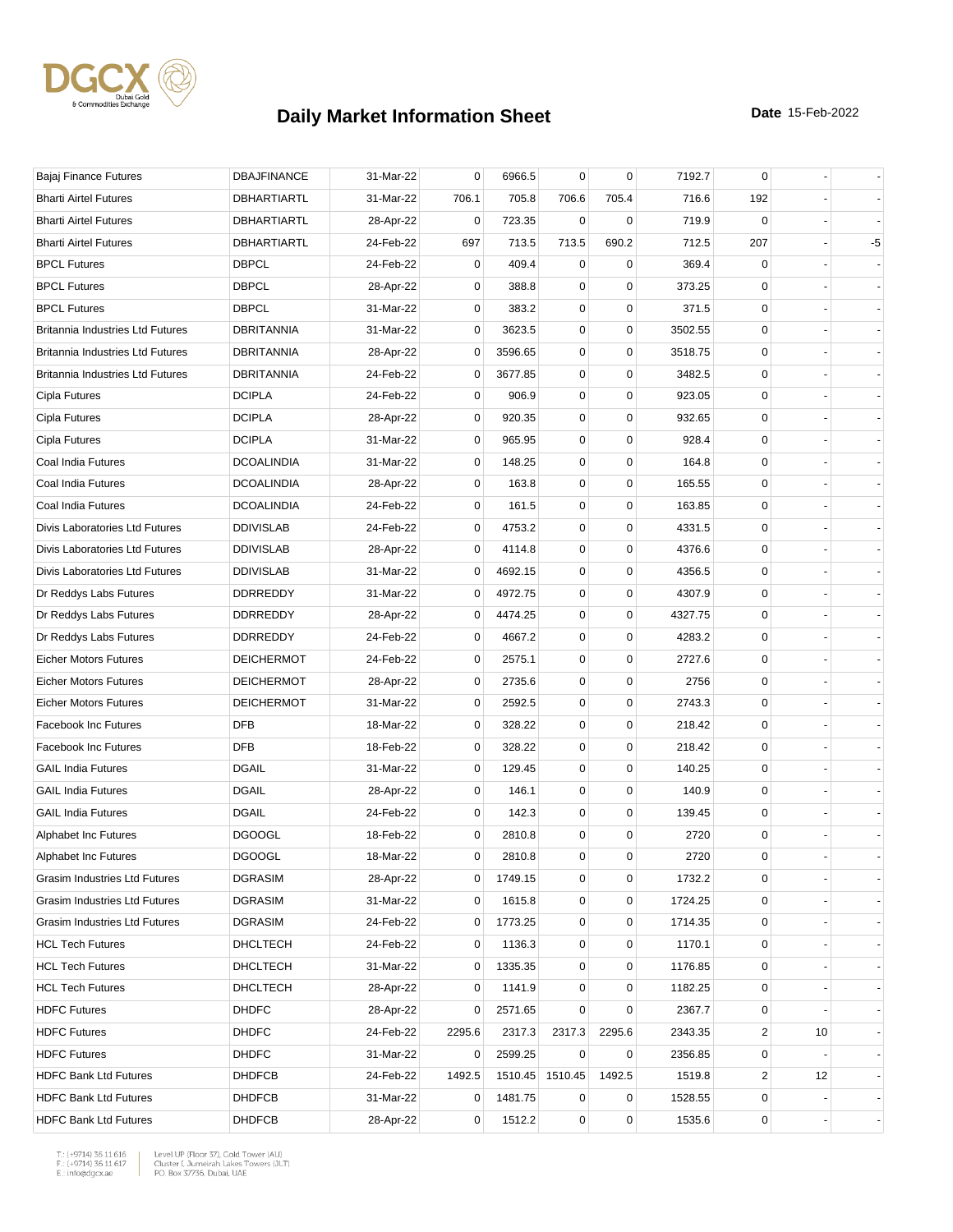# Daily Market Information Sheet

**Date** 15-Feb-2022

| | | | | | | | | | | |
|---|---|---|---|---|---|---|---|---|---|---|
| Bajaj Finance Futures | DBAJFINANCE | 31-Mar-22 | 0 | 6966.5 | 0 | 0 | 7192.7 | 0 | - | - |
| Bharti Airtel Futures | DBHARTIARTL | 31-Mar-22 | 706.1 | 705.8 | 706.6 | 705.4 | 716.6 | 192 | - | - |
| Bharti Airtel Futures | DBHARTIARTL | 28-Apr-22 | 0 | 723.35 | 0 | 0 | 719.9 | 0 | - | - |
| Bharti Airtel Futures | DBHARTIARTL | 24-Feb-22 | 697 | 713.5 | 713.5 | 690.2 | 712.5 | 207 | - | -5 |
| BPCL Futures | DBPCL | 24-Feb-22 | 0 | 409.4 | 0 | 0 | 369.4 | 0 | - | - |
| BPCL Futures | DBPCL | 28-Apr-22 | 0 | 388.8 | 0 | 0 | 373.25 | 0 | - | - |
| BPCL Futures | DBPCL | 31-Mar-22 | 0 | 383.2 | 0 | 0 | 371.5 | 0 | - | - |
| Britannia Industries Ltd Futures | DBRITANNIA | 31-Mar-22 | 0 | 3623.5 | 0 | 0 | 3502.55 | 0 | - | - |
| Britannia Industries Ltd Futures | DBRITANNIA | 28-Apr-22 | 0 | 3596.65 | 0 | 0 | 3518.75 | 0 | - | - |
| Britannia Industries Ltd Futures | DBRITANNIA | 24-Feb-22 | 0 | 3677.85 | 0 | 0 | 3482.5 | 0 | - | - |
| Cipla Futures | DCIPLA | 24-Feb-22 | 0 | 906.9 | 0 | 0 | 923.05 | 0 | - | - |
| Cipla Futures | DCIPLA | 28-Apr-22 | 0 | 920.35 | 0 | 0 | 932.65 | 0 | - | - |
| Cipla Futures | DCIPLA | 31-Mar-22 | 0 | 965.95 | 0 | 0 | 928.4 | 0 | - | - |
| Coal India Futures | DCOALINDIA | 31-Mar-22 | 0 | 148.25 | 0 | 0 | 164.8 | 0 | - | - |
| Coal India Futures | DCOALINDIA | 28-Apr-22 | 0 | 163.8 | 0 | 0 | 165.55 | 0 | - | - |
| Coal India Futures | DCOALINDIA | 24-Feb-22 | 0 | 161.5 | 0 | 0 | 163.85 | 0 | - | - |
| Divis Laboratories Ltd Futures | DDIVISLAB | 24-Feb-22 | 0 | 4753.2 | 0 | 0 | 4331.5 | 0 | - | - |
| Divis Laboratories Ltd Futures | DDIVISLAB | 28-Apr-22 | 0 | 4114.8 | 0 | 0 | 4376.6 | 0 | - | - |
| Divis Laboratories Ltd Futures | DDIVISLAB | 31-Mar-22 | 0 | 4692.15 | 0 | 0 | 4356.5 | 0 | - | - |
| Dr Reddys Labs Futures | DDRREDDY | 31-Mar-22 | 0 | 4972.75 | 0 | 0 | 4307.9 | 0 | - | - |
| Dr Reddys Labs Futures | DDRREDDY | 28-Apr-22 | 0 | 4474.25 | 0 | 0 | 4327.75 | 0 | - | - |
| Dr Reddys Labs Futures | DDRREDDY | 24-Feb-22 | 0 | 4667.2 | 0 | 0 | 4283.2 | 0 | - | - |
| Eicher Motors Futures | DEICHERMOT | 24-Feb-22 | 0 | 2575.1 | 0 | 0 | 2727.6 | 0 | - | - |
| Eicher Motors Futures | DEICHERMOT | 28-Apr-22 | 0 | 2735.6 | 0 | 0 | 2756 | 0 | - | - |
| Eicher Motors Futures | DEICHERMOT | 31-Mar-22 | 0 | 2592.5 | 0 | 0 | 2743.3 | 0 | - | - |
| Facebook Inc Futures | DFB | 18-Mar-22 | 0 | 328.22 | 0 | 0 | 218.42 | 0 | - | - |
| Facebook Inc Futures | DFB | 18-Feb-22 | 0 | 328.22 | 0 | 0 | 218.42 | 0 | - | - |
| GAIL India Futures | DGAIL | 31-Mar-22 | 0 | 129.45 | 0 | 0 | 140.25 | 0 | - | - |
| GAIL India Futures | DGAIL | 28-Apr-22 | 0 | 146.1 | 0 | 0 | 140.9 | 0 | - | - |
| GAIL India Futures | DGAIL | 24-Feb-22 | 0 | 142.3 | 0 | 0 | 139.45 | 0 | - | - |
| Alphabet Inc Futures | DGOOGL | 18-Feb-22 | 0 | 2810.8 | 0 | 0 | 2720 | 0 | - | - |
| Alphabet Inc Futures | DGOOGL | 18-Mar-22 | 0 | 2810.8 | 0 | 0 | 2720 | 0 | - | - |
| Grasim Industries Ltd Futures | DGRASIM | 28-Apr-22 | 0 | 1749.15 | 0 | 0 | 1732.2 | 0 | - | - |
| Grasim Industries Ltd Futures | DGRASIM | 31-Mar-22 | 0 | 1615.8 | 0 | 0 | 1724.25 | 0 | - | - |
| Grasim Industries Ltd Futures | DGRASIM | 24-Feb-22 | 0 | 1773.25 | 0 | 0 | 1714.35 | 0 | - | - |
| HCL Tech Futures | DHCLTECH | 24-Feb-22 | 0 | 1136.3 | 0 | 0 | 1170.1 | 0 | - | - |
| HCL Tech Futures | DHCLTECH | 31-Mar-22 | 0 | 1335.35 | 0 | 0 | 1176.85 | 0 | - | - |
| HCL Tech Futures | DHCLTECH | 28-Apr-22 | 0 | 1141.9 | 0 | 0 | 1182.25 | 0 | - | - |
| HDFC Futures | DHDFC | 28-Apr-22 | 0 | 2571.65 | 0 | 0 | 2367.7 | 0 | - | - |
| HDFC Futures | DHDFC | 24-Feb-22 | 2295.6 | 2317.3 | 2317.3 | 2295.6 | 2343.35 | 2 | 10 | - |
| HDFC Futures | DHDFC | 31-Mar-22 | 0 | 2599.25 | 0 | 0 | 2356.85 | 0 | - | - |
| HDFC Bank Ltd Futures | DHDFCB | 24-Feb-22 | 1492.5 | 1510.45 | 1510.45 | 1492.5 | 1519.8 | 2 | 12 | - |
| HDFC Bank Ltd Futures | DHDFCB | 31-Mar-22 | 0 | 1481.75 | 0 | 0 | 1528.55 | 0 | - | - |
| HDFC Bank Ltd Futures | DHDFCB | 28-Apr-22 | 0 | 1512.2 | 0 | 0 | 1535.6 | 0 | - | - |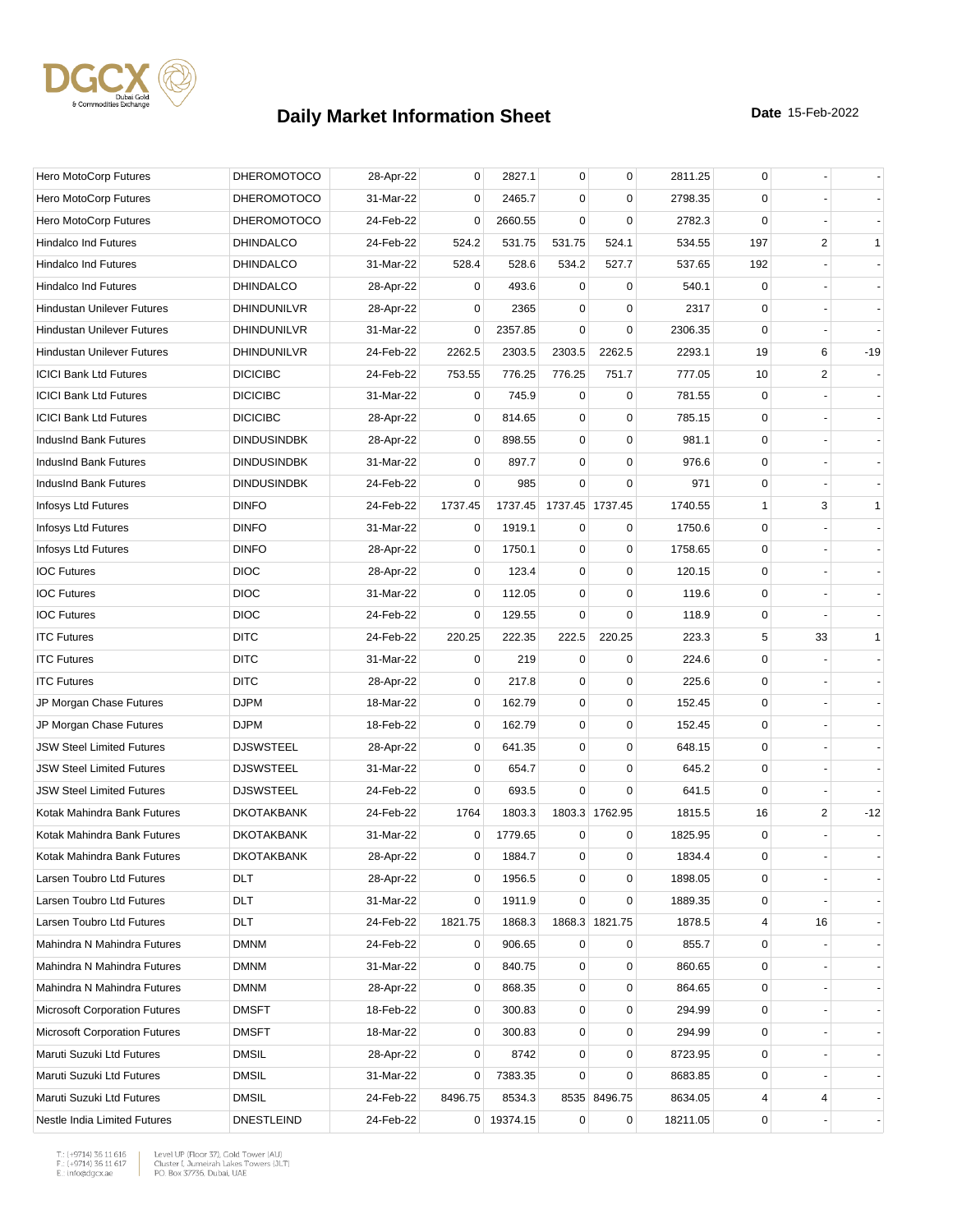# Daily Market Information Sheet

**Date** 15-Feb-2022

| | | | | | | | | | | |
|---|---|---|---|---|---|---|---|---|---|---|
| Hero MotoCorp Futures | DHEROMOTOCO | 28-Apr-22 | 0 | 2827.1 | 0 | 0 | 2811.25 | 0 | - | - |
| Hero MotoCorp Futures | DHEROMOTOCO | 31-Mar-22 | 0 | 2465.7 | 0 | 0 | 2798.35 | 0 | - | - |
| Hero MotoCorp Futures | DHEROMOTOCO | 24-Feb-22 | 0 | 2660.55 | 0 | 0 | 2782.3 | 0 | - | - |
| Hindalco Ind Futures | DHINDALCO | 24-Feb-22 | 524.2 | 531.75 | 531.75 | 524.1 | 534.55 | 197 | 2 | 1 |
| Hindalco Ind Futures | DHINDALCO | 31-Mar-22 | 528.4 | 528.6 | 534.2 | 527.7 | 537.65 | 192 | - | - |
| Hindalco Ind Futures | DHINDALCO | 28-Apr-22 | 0 | 493.6 | 0 | 0 | 540.1 | 0 | - | - |
| Hindustan Unilever Futures | DHINDUNILVR | 28-Apr-22 | 0 | 2365 | 0 | 0 | 2317 | 0 | - | - |
| Hindustan Unilever Futures | DHINDUNILVR | 31-Mar-22 | 0 | 2357.85 | 0 | 0 | 2306.35 | 0 | - | - |
| Hindustan Unilever Futures | DHINDUNILVR | 24-Feb-22 | 2262.5 | 2303.5 | 2303.5 | 2262.5 | 2293.1 | 19 | 6 | -19 |
| ICICI Bank Ltd Futures | DICICIBC | 24-Feb-22 | 753.55 | 776.25 | 776.25 | 751.7 | 777.05 | 10 | 2 | - |
| ICICI Bank Ltd Futures | DICICIBC | 31-Mar-22 | 0 | 745.9 | 0 | 0 | 781.55 | 0 | - | - |
| ICICI Bank Ltd Futures | DICICIBC | 28-Apr-22 | 0 | 814.65 | 0 | 0 | 785.15 | 0 | - | - |
| IndusInd Bank Futures | DINDUSINDBK | 28-Apr-22 | 0 | 898.55 | 0 | 0 | 981.1 | 0 | - | - |
| IndusInd Bank Futures | DINDUSINDBK | 31-Mar-22 | 0 | 897.7 | 0 | 0 | 976.6 | 0 | - | - |
| IndusInd Bank Futures | DINDUSINDBK | 24-Feb-22 | 0 | 985 | 0 | 0 | 971 | 0 | - | - |
| Infosys Ltd Futures | DINFO | 24-Feb-22 | 1737.45 | 1737.45 | 1737.45 | 1737.45 | 1740.55 | 1 | 3 | 1 |
| Infosys Ltd Futures | DINFO | 31-Mar-22 | 0 | 1919.1 | 0 | 0 | 1750.6 | 0 | - | - |
| Infosys Ltd Futures | DINFO | 28-Apr-22 | 0 | 1750.1 | 0 | 0 | 1758.65 | 0 | - | - |
| IOC Futures | DIOC | 28-Apr-22 | 0 | 123.4 | 0 | 0 | 120.15 | 0 | - | - |
| IOC Futures | DIOC | 31-Mar-22 | 0 | 112.05 | 0 | 0 | 119.6 | 0 | - | - |
| IOC Futures | DIOC | 24-Feb-22 | 0 | 129.55 | 0 | 0 | 118.9 | 0 | - | - |
| ITC Futures | DITC | 24-Feb-22 | 220.25 | 222.35 | 222.5 | 220.25 | 223.3 | 5 | 33 | 1 |
| ITC Futures | DITC | 31-Mar-22 | 0 | 219 | 0 | 0 | 224.6 | 0 | - | - |
| ITC Futures | DITC | 28-Apr-22 | 0 | 217.8 | 0 | 0 | 225.6 | 0 | - | - |
| JP Morgan Chase Futures | DJPM | 18-Mar-22 | 0 | 162.79 | 0 | 0 | 152.45 | 0 | - | - |
| JP Morgan Chase Futures | DJPM | 18-Feb-22 | 0 | 162.79 | 0 | 0 | 152.45 | 0 | - | - |
| JSW Steel Limited Futures | DJSWSTEEL | 28-Apr-22 | 0 | 641.35 | 0 | 0 | 648.15 | 0 | - | - |
| JSW Steel Limited Futures | DJSWSTEEL | 31-Mar-22 | 0 | 654.7 | 0 | 0 | 645.2 | 0 | - | - |
| JSW Steel Limited Futures | DJSWSTEEL | 24-Feb-22 | 0 | 693.5 | 0 | 0 | 641.5 | 0 | - | - |
| Kotak Mahindra Bank Futures | DKOTAKBANK | 24-Feb-22 | 1764 | 1803.3 | 1803.3 | 1762.95 | 1815.5 | 16 | 2 | -12 |
| Kotak Mahindra Bank Futures | DKOTAKBANK | 31-Mar-22 | 0 | 1779.65 | 0 | 0 | 1825.95 | 0 | - | - |
| Kotak Mahindra Bank Futures | DKOTAKBANK | 28-Apr-22 | 0 | 1884.7 | 0 | 0 | 1834.4 | 0 | - | - |
| Larsen Toubro Ltd Futures | DLT | 28-Apr-22 | 0 | 1956.5 | 0 | 0 | 1898.05 | 0 | - | - |
| Larsen Toubro Ltd Futures | DLT | 31-Mar-22 | 0 | 1911.9 | 0 | 0 | 1889.35 | 0 | - | - |
| Larsen Toubro Ltd Futures | DLT | 24-Feb-22 | 1821.75 | 1868.3 | 1868.3 | 1821.75 | 1878.5 | 4 | 16 | - |
| Mahindra N Mahindra Futures | DMNM | 24-Feb-22 | 0 | 906.65 | 0 | 0 | 855.7 | 0 | - | - |
| Mahindra N Mahindra Futures | DMNM | 31-Mar-22 | 0 | 840.75 | 0 | 0 | 860.65 | 0 | - | - |
| Mahindra N Mahindra Futures | DMNM | 28-Apr-22 | 0 | 868.35 | 0 | 0 | 864.65 | 0 | - | - |
| Microsoft Corporation Futures | DMSFT | 18-Feb-22 | 0 | 300.83 | 0 | 0 | 294.99 | 0 | - | - |
| Microsoft Corporation Futures | DMSFT | 18-Mar-22 | 0 | 300.83 | 0 | 0 | 294.99 | 0 | - | - |
| Maruti Suzuki Ltd Futures | DMSIL | 28-Apr-22 | 0 | 8742 | 0 | 0 | 8723.95 | 0 | - | - |
| Maruti Suzuki Ltd Futures | DMSIL | 31-Mar-22 | 0 | 7383.35 | 0 | 0 | 8683.85 | 0 | - | - |
| Maruti Suzuki Ltd Futures | DMSIL | 24-Feb-22 | 8496.75 | 8534.3 | 8535 | 8496.75 | 8634.05 | 4 | 4 | - |
| Nestle India Limited Futures | DNESTLEIND | 24-Feb-22 | 0 | 19374.15 | 0 | 0 | 18211.05 | 0 | - | - |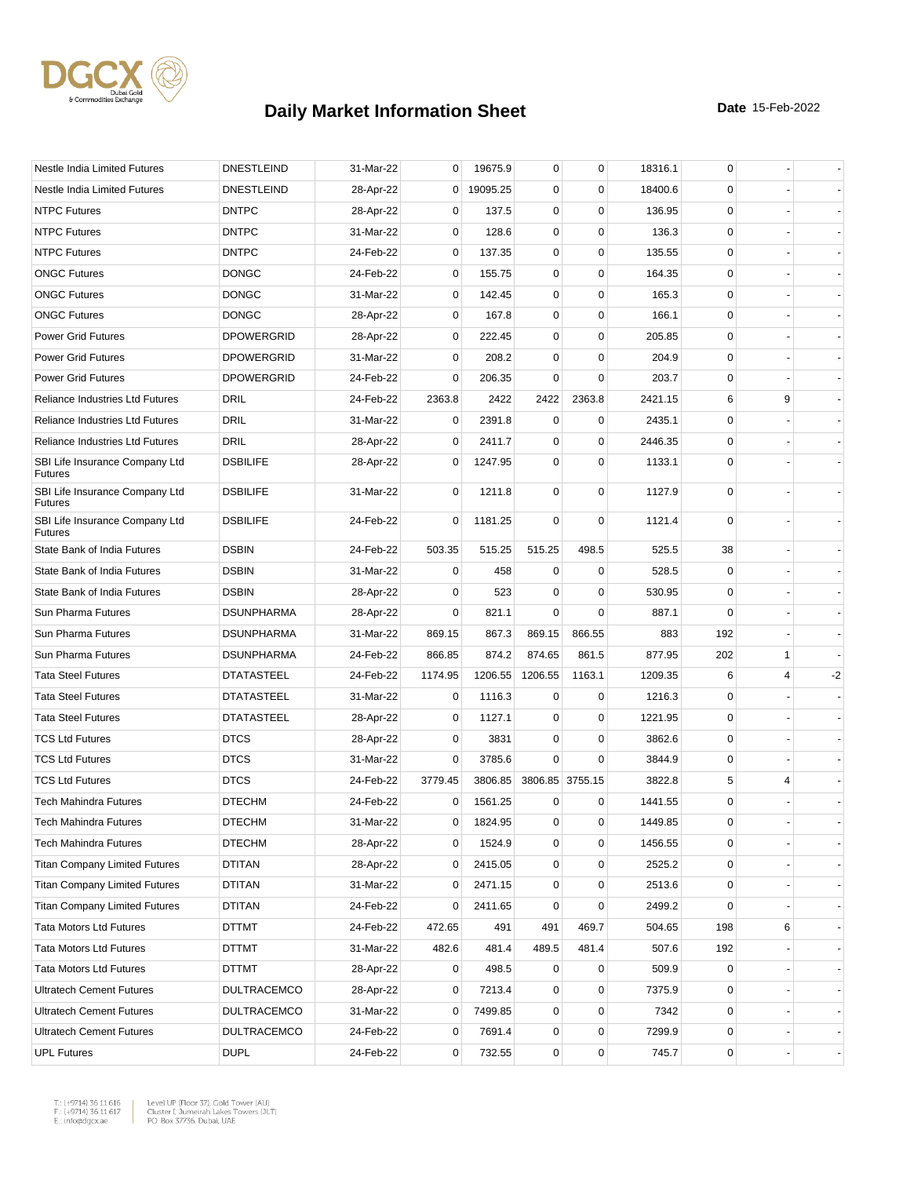# Daily Market Information Sheet

**Date** 15-Feb-2022

| | | | | | | | | | | |
|---|---|---|---|---|---|---|---|---|---|---|
| Nestle India Limited Futures | DNESTLEIND | 31-Mar-22 | 0 | 19675.9 | 0 | 0 | 18316.1 | 0 | - | - |
| Nestle India Limited Futures | DNESTLEIND | 28-Apr-22 | 0 | 19095.25 | 0 | 0 | 18400.6 | 0 | - | - |
| NTPC Futures | DNTPC | 28-Apr-22 | 0 | 137.5 | 0 | 0 | 136.95 | 0 | - | - |
| NTPC Futures | DNTPC | 31-Mar-22 | 0 | 128.6 | 0 | 0 | 136.3 | 0 | - | - |
| NTPC Futures | DNTPC | 24-Feb-22 | 0 | 137.35 | 0 | 0 | 135.55 | 0 | - | - |
| ONGC Futures | DONGC | 24-Feb-22 | 0 | 155.75 | 0 | 0 | 164.35 | 0 | - | - |
| ONGC Futures | DONGC | 31-Mar-22 | 0 | 142.45 | 0 | 0 | 165.3 | 0 | - | - |
| ONGC Futures | DONGC | 28-Apr-22 | 0 | 167.8 | 0 | 0 | 166.1 | 0 | - | - |
| Power Grid Futures | DPOWERGRID | 28-Apr-22 | 0 | 222.45 | 0 | 0 | 205.85 | 0 | - | - |
| Power Grid Futures | DPOWERGRID | 31-Mar-22 | 0 | 208.2 | 0 | 0 | 204.9 | 0 | - | - |
| Power Grid Futures | DPOWERGRID | 24-Feb-22 | 0 | 206.35 | 0 | 0 | 203.7 | 0 | - | - |
| Reliance Industries Ltd Futures | DRIL | 24-Feb-22 | 2363.8 | 2422 | 2422 | 2363.8 | 2421.15 | 6 | 9 | - |
| Reliance Industries Ltd Futures | DRIL | 31-Mar-22 | 0 | 2391.8 | 0 | 0 | 2435.1 | 0 | - | - |
| Reliance Industries Ltd Futures | DRIL | 28-Apr-22 | 0 | 2411.7 | 0 | 0 | 2446.35 | 0 | - | - |
| SBI Life Insurance Company Ltd Futures | DSBILIFE | 28-Apr-22 | 0 | 1247.95 | 0 | 0 | 1133.1 | 0 | - | - |
| SBI Life Insurance Company Ltd Futures | DSBILIFE | 31-Mar-22 | 0 | 1211.8 | 0 | 0 | 1127.9 | 0 | - | - |
| SBI Life Insurance Company Ltd Futures | DSBILIFE | 24-Feb-22 | 0 | 1181.25 | 0 | 0 | 1121.4 | 0 | - | - |
| State Bank of India Futures | DSBIN | 24-Feb-22 | 503.35 | 515.25 | 515.25 | 498.5 | 525.5 | 38 | - | - |
| State Bank of India Futures | DSBIN | 31-Mar-22 | 0 | 458 | 0 | 0 | 528.5 | 0 | - | - |
| State Bank of India Futures | DSBIN | 28-Apr-22 | 0 | 523 | 0 | 0 | 530.95 | 0 | - | - |
| Sun Pharma Futures | DSUNPHARMA | 28-Apr-22 | 0 | 821.1 | 0 | 0 | 887.1 | 0 | - | - |
| Sun Pharma Futures | DSUNPHARMA | 31-Mar-22 | 869.15 | 867.3 | 869.15 | 866.55 | 883 | 192 | - | - |
| Sun Pharma Futures | DSUNPHARMA | 24-Feb-22 | 866.85 | 874.2 | 874.65 | 861.5 | 877.95 | 202 | 1 | - |
| Tata Steel Futures | DTATASTEEL | 24-Feb-22 | 1174.95 | 1206.55 | 1206.55 | 1163.1 | 1209.35 | 6 | 4 | -2 |
| Tata Steel Futures | DTATASTEEL | 31-Mar-22 | 0 | 1116.3 | 0 | 0 | 1216.3 | 0 | - | - |
| Tata Steel Futures | DTATASTEEL | 28-Apr-22 | 0 | 1127.1 | 0 | 0 | 1221.95 | 0 | - | - |
| TCS Ltd Futures | DTCS | 28-Apr-22 | 0 | 3831 | 0 | 0 | 3862.6 | 0 | - | - |
| TCS Ltd Futures | DTCS | 31-Mar-22 | 0 | 3785.6 | 0 | 0 | 3844.9 | 0 | - | - |
| TCS Ltd Futures | DTCS | 24-Feb-22 | 3779.45 | 3806.85 | 3806.85 | 3755.15 | 3822.8 | 5 | 4 | - |
| Tech Mahindra Futures | DTECHM | 24-Feb-22 | 0 | 1561.25 | 0 | 0 | 1441.55 | 0 | - | - |
| Tech Mahindra Futures | DTECHM | 31-Mar-22 | 0 | 1824.95 | 0 | 0 | 1449.85 | 0 | - | - |
| Tech Mahindra Futures | DTECHM | 28-Apr-22 | 0 | 1524.9 | 0 | 0 | 1456.55 | 0 | - | - |
| Titan Company Limited Futures | DTITAN | 28-Apr-22 | 0 | 2415.05 | 0 | 0 | 2525.2 | 0 | - | - |
| Titan Company Limited Futures | DTITAN | 31-Mar-22 | 0 | 2471.15 | 0 | 0 | 2513.6 | 0 | - | - |
| Titan Company Limited Futures | DTITAN | 24-Feb-22 | 0 | 2411.65 | 0 | 0 | 2499.2 | 0 | - | - |
| Tata Motors Ltd Futures | DTTMT | 24-Feb-22 | 472.65 | 491 | 491 | 469.7 | 504.65 | 198 | 6 | - |
| Tata Motors Ltd Futures | DTTMT | 31-Mar-22 | 482.6 | 481.4 | 489.5 | 481.4 | 507.6 | 192 | - | - |
| Tata Motors Ltd Futures | DTTMT | 28-Apr-22 | 0 | 498.5 | 0 | 0 | 509.9 | 0 | - | - |
| Ultratech Cement Futures | DULTRACEMCO | 28-Apr-22 | 0 | 7213.4 | 0 | 0 | 7375.9 | 0 | - | - |
| Ultratech Cement Futures | DULTRACEMCO | 31-Mar-22 | 0 | 7499.85 | 0 | 0 | 7342 | 0 | - | - |
| Ultratech Cement Futures | DULTRACEMCO | 24-Feb-22 | 0 | 7691.4 | 0 | 0 | 7299.9 | 0 | - | - |
| UPL Futures | DUPL | 24-Feb-22 | 0 | 732.55 | 0 | 0 | 745.7 | 0 | - | - |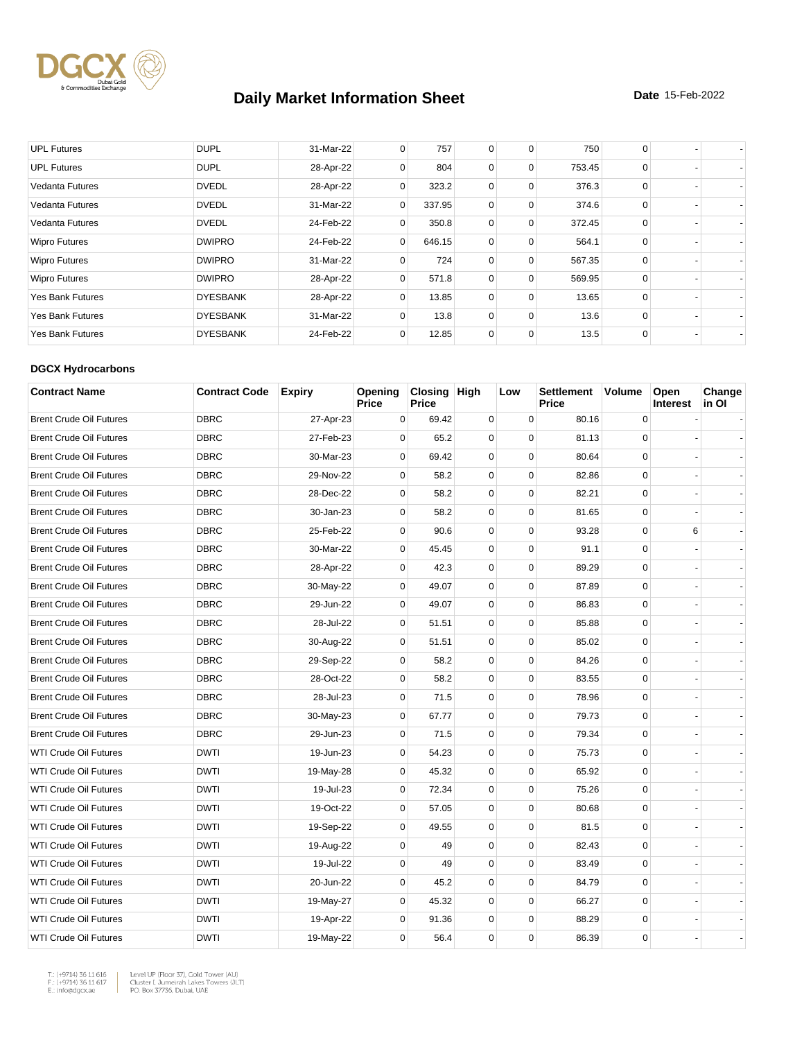# Daily Market Information Sheet

**Date** 15-Feb-2022

| | | | | | | | | | | |
|---|---|---|---|---|---|---|---|---|---|---|
| UPL Futures | DUPL | 31-Mar-22 | 0 | 757 | 0 | 0 | 750 | 0 | - | - |
| UPL Futures | DUPL | 28-Apr-22 | 0 | 804 | 0 | 0 | 753.45 | 0 | - | - |
| Vedanta Futures | DVEDL | 28-Apr-22 | 0 | 323.2 | 0 | 0 | 376.3 | 0 | - | - |
| Vedanta Futures | DVEDL | 31-Mar-22 | 0 | 337.95 | 0 | 0 | 374.6 | 0 | - | - |
| Vedanta Futures | DVEDL | 24-Feb-22 | 0 | 350.8 | 0 | 0 | 372.45 | 0 | - | - |
| Wipro Futures | DWIPRO | 24-Feb-22 | 0 | 646.15 | 0 | 0 | 564.1 | 0 | - | - |
| Wipro Futures | DWIPRO | 31-Mar-22 | 0 | 724 | 0 | 0 | 567.35 | 0 | - | - |
| Wipro Futures | DWIPRO | 28-Apr-22 | 0 | 571.8 | 0 | 0 | 569.95 | 0 | - | - |
| Yes Bank Futures | DYESBANK | 28-Apr-22 | 0 | 13.85 | 0 | 0 | 13.65 | 0 | - | - |
| Yes Bank Futures | DYESBANK | 31-Mar-22 | 0 | 13.8 | 0 | 0 | 13.6 | 0 | - | - |
| Yes Bank Futures | DYESBANK | 24-Feb-22 | 0 | 12.85 | 0 | 0 | 13.5 | 0 | - | - |

**DGCX Hydrocarbons**

| Contract Name | Contract Code | Expiry | Opening Price | Closing Price | High | Low | Settlement Price | Volume | Open Interest | Change in OI |
|---|---|---|---|---|---|---|---|---|---|---|
| Brent Crude Oil Futures | DBRC | 27-Apr-23 | 0 | 69.42 | 0 | 0 | 80.16 | 0 | - | - |
| Brent Crude Oil Futures | DBRC | 27-Feb-23 | 0 | 65.2 | 0 | 0 | 81.13 | 0 | - | - |
| Brent Crude Oil Futures | DBRC | 30-Mar-23 | 0 | 69.42 | 0 | 0 | 80.64 | 0 | - | - |
| Brent Crude Oil Futures | DBRC | 29-Nov-22 | 0 | 58.2 | 0 | 0 | 82.86 | 0 | - | - |
| Brent Crude Oil Futures | DBRC | 28-Dec-22 | 0 | 58.2 | 0 | 0 | 82.21 | 0 | - | - |
| Brent Crude Oil Futures | DBRC | 30-Jan-23 | 0 | 58.2 | 0 | 0 | 81.65 | 0 | - | - |
| Brent Crude Oil Futures | DBRC | 25-Feb-22 | 0 | 90.6 | 0 | 0 | 93.28 | 0 | 6 | - |
| Brent Crude Oil Futures | DBRC | 30-Mar-22 | 0 | 45.45 | 0 | 0 | 91.1 | 0 | - | - |
| Brent Crude Oil Futures | DBRC | 28-Apr-22 | 0 | 42.3 | 0 | 0 | 89.29 | 0 | - | - |
| Brent Crude Oil Futures | DBRC | 30-May-22 | 0 | 49.07 | 0 | 0 | 87.89 | 0 | - | - |
| Brent Crude Oil Futures | DBRC | 29-Jun-22 | 0 | 49.07 | 0 | 0 | 86.83 | 0 | - | - |
| Brent Crude Oil Futures | DBRC | 28-Jul-22 | 0 | 51.51 | 0 | 0 | 85.88 | 0 | - | - |
| Brent Crude Oil Futures | DBRC | 30-Aug-22 | 0 | 51.51 | 0 | 0 | 85.02 | 0 | - | - |
| Brent Crude Oil Futures | DBRC | 29-Sep-22 | 0 | 58.2 | 0 | 0 | 84.26 | 0 | - | - |
| Brent Crude Oil Futures | DBRC | 28-Oct-22 | 0 | 58.2 | 0 | 0 | 83.55 | 0 | - | - |
| Brent Crude Oil Futures | DBRC | 28-Jul-23 | 0 | 71.5 | 0 | 0 | 78.96 | 0 | - | - |
| Brent Crude Oil Futures | DBRC | 30-May-23 | 0 | 67.77 | 0 | 0 | 79.73 | 0 | - | - |
| Brent Crude Oil Futures | DBRC | 29-Jun-23 | 0 | 71.5 | 0 | 0 | 79.34 | 0 | - | - |
| WTI Crude Oil Futures | DWTI | 19-Jun-23 | 0 | 54.23 | 0 | 0 | 75.73 | 0 | - | - |
| WTI Crude Oil Futures | DWTI | 19-May-28 | 0 | 45.32 | 0 | 0 | 65.92 | 0 | - | - |
| WTI Crude Oil Futures | DWTI | 19-Jul-23 | 0 | 72.34 | 0 | 0 | 75.26 | 0 | - | - |
| WTI Crude Oil Futures | DWTI | 19-Oct-22 | 0 | 57.05 | 0 | 0 | 80.68 | 0 | - | - |
| WTI Crude Oil Futures | DWTI | 19-Sep-22 | 0 | 49.55 | 0 | 0 | 81.5 | 0 | - | - |
| WTI Crude Oil Futures | DWTI | 19-Aug-22 | 0 | 49 | 0 | 0 | 82.43 | 0 | - | - |
| WTI Crude Oil Futures | DWTI | 19-Jul-22 | 0 | 49 | 0 | 0 | 83.49 | 0 | - | - |
| WTI Crude Oil Futures | DWTI | 20-Jun-22 | 0 | 45.2 | 0 | 0 | 84.79 | 0 | - | - |
| WTI Crude Oil Futures | DWTI | 19-May-27 | 0 | 45.32 | 0 | 0 | 66.27 | 0 | - | - |
| WTI Crude Oil Futures | DWTI | 19-Apr-22 | 0 | 91.36 | 0 | 0 | 88.29 | 0 | - | - |
| WTI Crude Oil Futures | DWTI | 19-May-22 | 0 | 56.4 | 0 | 0 | 86.39 | 0 | - | - |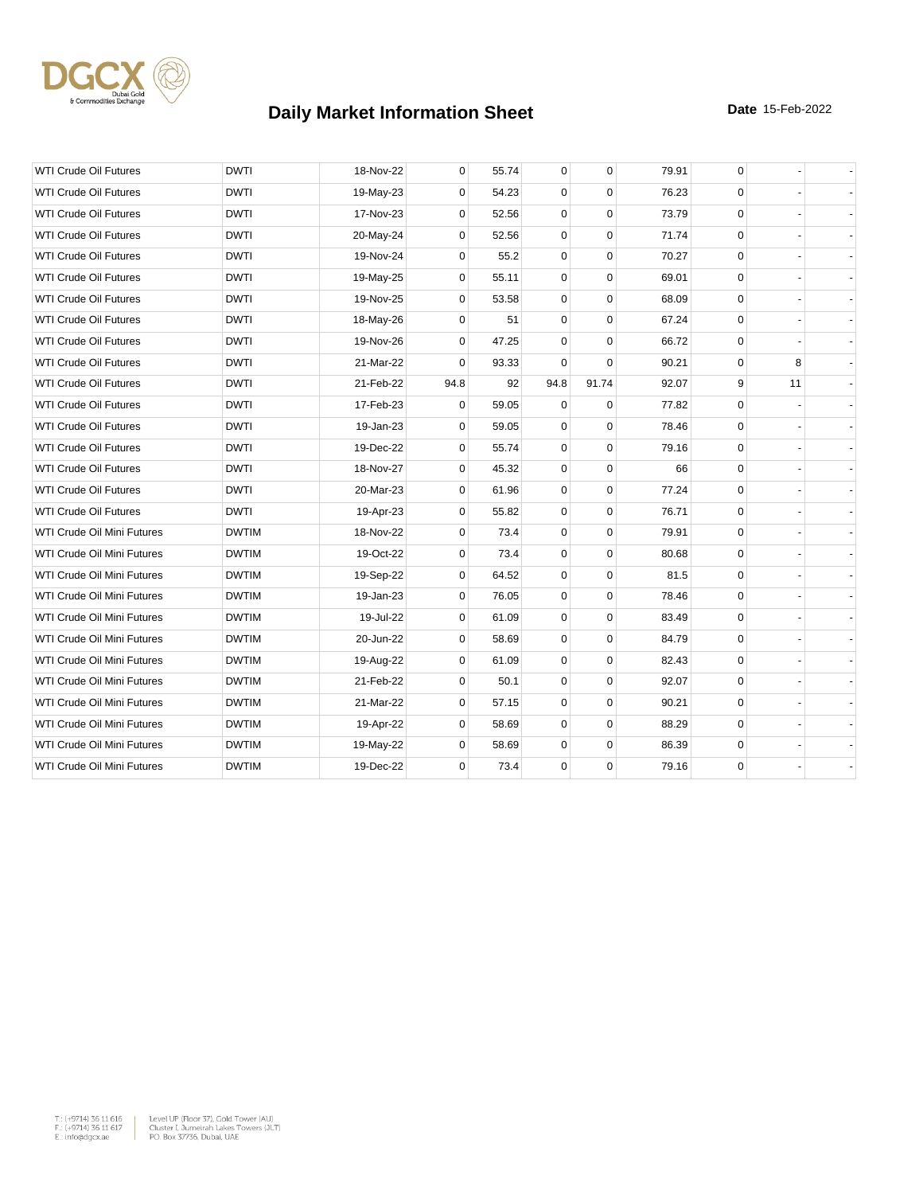# Daily Market Information Sheet

**Date** 15-Feb-2022

| | | | | | | | | | | |
|---|---|---|---|---|---|---|---|---|---|---|
| WTI Crude Oil Futures | DWTI | 18-Nov-22 | 0 | 55.74 | 0 | 0 | 79.91 | 0 | - | - |
| WTI Crude Oil Futures | DWTI | 19-May-23 | 0 | 54.23 | 0 | 0 | 76.23 | 0 | - | - |
| WTI Crude Oil Futures | DWTI | 17-Nov-23 | 0 | 52.56 | 0 | 0 | 73.79 | 0 | - | - |
| WTI Crude Oil Futures | DWTI | 20-May-24 | 0 | 52.56 | 0 | 0 | 71.74 | 0 | - | - |
| WTI Crude Oil Futures | DWTI | 19-Nov-24 | 0 | 55.2 | 0 | 0 | 70.27 | 0 | - | - |
| WTI Crude Oil Futures | DWTI | 19-May-25 | 0 | 55.11 | 0 | 0 | 69.01 | 0 | - | - |
| WTI Crude Oil Futures | DWTI | 19-Nov-25 | 0 | 53.58 | 0 | 0 | 68.09 | 0 | - | - |
| WTI Crude Oil Futures | DWTI | 18-May-26 | 0 | 51 | 0 | 0 | 67.24 | 0 | - | - |
| WTI Crude Oil Futures | DWTI | 19-Nov-26 | 0 | 47.25 | 0 | 0 | 66.72 | 0 | - | - |
| WTI Crude Oil Futures | DWTI | 21-Mar-22 | 0 | 93.33 | 0 | 0 | 90.21 | 0 | 8 | - |
| WTI Crude Oil Futures | DWTI | 21-Feb-22 | 94.8 | 92 | 94.8 | 91.74 | 92.07 | 9 | 11 | - |
| WTI Crude Oil Futures | DWTI | 17-Feb-23 | 0 | 59.05 | 0 | 0 | 77.82 | 0 | - | - |
| WTI Crude Oil Futures | DWTI | 19-Jan-23 | 0 | 59.05 | 0 | 0 | 78.46 | 0 | - | - |
| WTI Crude Oil Futures | DWTI | 19-Dec-22 | 0 | 55.74 | 0 | 0 | 79.16 | 0 | - | - |
| WTI Crude Oil Futures | DWTI | 18-Nov-27 | 0 | 45.32 | 0 | 0 | 66 | 0 | - | - |
| WTI Crude Oil Futures | DWTI | 20-Mar-23 | 0 | 61.96 | 0 | 0 | 77.24 | 0 | - | - |
| WTI Crude Oil Futures | DWTI | 19-Apr-23 | 0 | 55.82 | 0 | 0 | 76.71 | 0 | - | - |
| WTI Crude Oil Mini Futures | DWTIM | 18-Nov-22 | 0 | 73.4 | 0 | 0 | 79.91 | 0 | - | - |
| WTI Crude Oil Mini Futures | DWTIM | 19-Oct-22 | 0 | 73.4 | 0 | 0 | 80.68 | 0 | - | - |
| WTI Crude Oil Mini Futures | DWTIM | 19-Sep-22 | 0 | 64.52 | 0 | 0 | 81.5 | 0 | - | - |
| WTI Crude Oil Mini Futures | DWTIM | 19-Jan-23 | 0 | 76.05 | 0 | 0 | 78.46 | 0 | - | - |
| WTI Crude Oil Mini Futures | DWTIM | 19-Jul-22 | 0 | 61.09 | 0 | 0 | 83.49 | 0 | - | - |
| WTI Crude Oil Mini Futures | DWTIM | 20-Jun-22 | 0 | 58.69 | 0 | 0 | 84.79 | 0 | - | - |
| WTI Crude Oil Mini Futures | DWTIM | 19-Aug-22 | 0 | 61.09 | 0 | 0 | 82.43 | 0 | - | - |
| WTI Crude Oil Mini Futures | DWTIM | 21-Feb-22 | 0 | 50.1 | 0 | 0 | 92.07 | 0 | - | - |
| WTI Crude Oil Mini Futures | DWTIM | 21-Mar-22 | 0 | 57.15 | 0 | 0 | 90.21 | 0 | - | - |
| WTI Crude Oil Mini Futures | DWTIM | 19-Apr-22 | 0 | 58.69 | 0 | 0 | 88.29 | 0 | - | - |
| WTI Crude Oil Mini Futures | DWTIM | 19-May-22 | 0 | 58.69 | 0 | 0 | 86.39 | 0 | - | - |
| WTI Crude Oil Mini Futures | DWTIM | 19-Dec-22 | 0 | 73.4 | 0 | 0 | 79.16 | 0 | - | - |

T.: (+9714) 36 11 616
F.: (+9714) 36 11 617
E.: info@dgcx.ae

Level UP (Floor 37), Gold Tower (AU)
Cluster I, Jumeirah Lakes Towers (JLT)
P.O. Box 37736, Dubai, UAE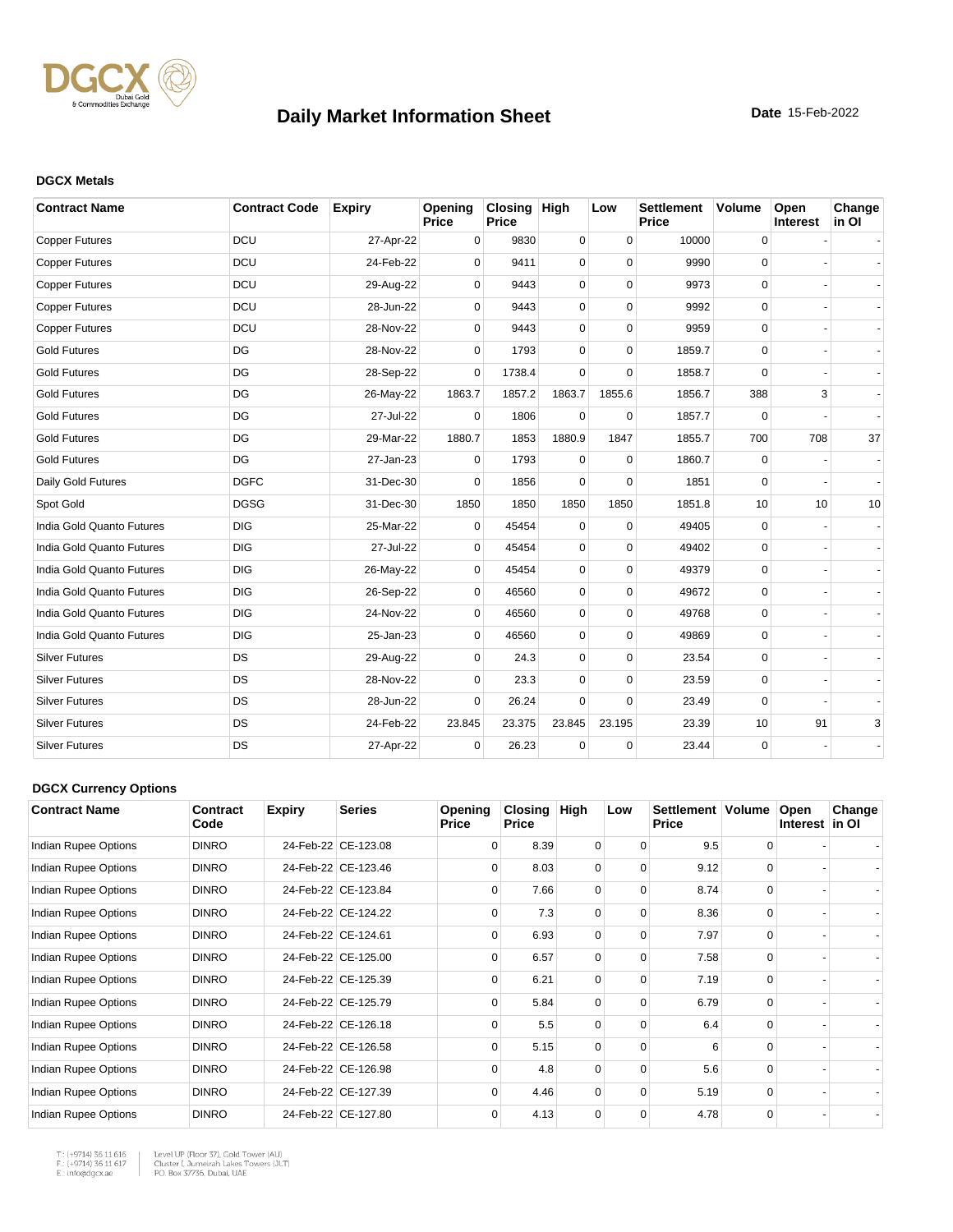# Daily Market Information Sheet

**Date** 15-Feb-2022

### DGCX Metals

| Contract Name | Contract Code | Expiry | Opening Price | Closing Price | High | Low | Settlement Price | Volume | Open Interest | Change in OI |
|---|---|---|---|---|---|---|---|---|---|---|
| Copper Futures | DCU | 27-Apr-22 | 0 | 9830 | 0 | 0 | 10000 | 0 | - | - |
| Copper Futures | DCU | 24-Feb-22 | 0 | 9411 | 0 | 0 | 9990 | 0 | - | - |
| Copper Futures | DCU | 29-Aug-22 | 0 | 9443 | 0 | 0 | 9973 | 0 | - | - |
| Copper Futures | DCU | 28-Jun-22 | 0 | 9443 | 0 | 0 | 9992 | 0 | - | - |
| Copper Futures | DCU | 28-Nov-22 | 0 | 9443 | 0 | 0 | 9959 | 0 | - | - |
| Gold Futures | DG | 28-Nov-22 | 0 | 1793 | 0 | 0 | 1859.7 | 0 | - | - |
| Gold Futures | DG | 28-Sep-22 | 0 | 1738.4 | 0 | 0 | 1858.7 | 0 | - | - |
| Gold Futures | DG | 26-May-22 | 1863.7 | 1857.2 | 1863.7 | 1855.6 | 1856.7 | 388 | 3 | - |
| Gold Futures | DG | 27-Jul-22 | 0 | 1806 | 0 | 0 | 1857.7 | 0 | - | - |
| Gold Futures | DG | 29-Mar-22 | 1880.7 | 1853 | 1880.9 | 1847 | 1855.7 | 700 | 708 | 37 |
| Gold Futures | DG | 27-Jan-23 | 0 | 1793 | 0 | 0 | 1860.7 | 0 | - | - |
| Daily Gold Futures | DGFC | 31-Dec-30 | 0 | 1856 | 0 | 0 | 1851 | 0 | - | - |
| Spot Gold | DGSG | 31-Dec-30 | 1850 | 1850 | 1850 | 1850 | 1851.8 | 10 | 10 | 10 |
| India Gold Quanto Futures | DIG | 25-Mar-22 | 0 | 45454 | 0 | 0 | 49405 | 0 | - | - |
| India Gold Quanto Futures | DIG | 27-Jul-22 | 0 | 45454 | 0 | 0 | 49402 | 0 | - | - |
| India Gold Quanto Futures | DIG | 26-May-22 | 0 | 45454 | 0 | 0 | 49379 | 0 | - | - |
| India Gold Quanto Futures | DIG | 26-Sep-22 | 0 | 46560 | 0 | 0 | 49672 | 0 | - | - |
| India Gold Quanto Futures | DIG | 24-Nov-22 | 0 | 46560 | 0 | 0 | 49768 | 0 | - | - |
| India Gold Quanto Futures | DIG | 25-Jan-23 | 0 | 46560 | 0 | 0 | 49869 | 0 | - | - |
| Silver Futures | DS | 29-Aug-22 | 0 | 24.3 | 0 | 0 | 23.54 | 0 | - | - |
| Silver Futures | DS | 28-Nov-22 | 0 | 23.3 | 0 | 0 | 23.59 | 0 | - | - |
| Silver Futures | DS | 28-Jun-22 | 0 | 26.24 | 0 | 0 | 23.49 | 0 | - | - |
| Silver Futures | DS | 24-Feb-22 | 23.845 | 23.375 | 23.845 | 23.195 | 23.39 | 10 | 91 | 3 |
| Silver Futures | DS | 27-Apr-22 | 0 | 26.23 | 0 | 0 | 23.44 | 0 | - | - |

### DGCX Currency Options

| Contract Name | Contract Code | Expiry | Series | Opening Price | Closing Price | High | Low | Settlement Price | Volume | Open Interest | Change in OI |
|---|---|---|---|---|---|---|---|---|---|---|---|
| Indian Rupee Options | DINRO | 24-Feb-22 | CE-123.08 | 0 | 8.39 | 0 | 0 | 9.5 | 0 | - | - |
| Indian Rupee Options | DINRO | 24-Feb-22 | CE-123.46 | 0 | 8.03 | 0 | 0 | 9.12 | 0 | - | - |
| Indian Rupee Options | DINRO | 24-Feb-22 | CE-123.84 | 0 | 7.66 | 0 | 0 | 8.74 | 0 | - | - |
| Indian Rupee Options | DINRO | 24-Feb-22 | CE-124.22 | 0 | 7.3 | 0 | 0 | 8.36 | 0 | - | - |
| Indian Rupee Options | DINRO | 24-Feb-22 | CE-124.61 | 0 | 6.93 | 0 | 0 | 7.97 | 0 | - | - |
| Indian Rupee Options | DINRO | 24-Feb-22 | CE-125.00 | 0 | 6.57 | 0 | 0 | 7.58 | 0 | - | - |
| Indian Rupee Options | DINRO | 24-Feb-22 | CE-125.39 | 0 | 6.21 | 0 | 0 | 7.19 | 0 | - | - |
| Indian Rupee Options | DINRO | 24-Feb-22 | CE-125.79 | 0 | 5.84 | 0 | 0 | 6.79 | 0 | - | - |
| Indian Rupee Options | DINRO | 24-Feb-22 | CE-126.18 | 0 | 5.5 | 0 | 0 | 6.4 | 0 | - | - |
| Indian Rupee Options | DINRO | 24-Feb-22 | CE-126.58 | 0 | 5.15 | 0 | 0 | 6 | 0 | - | - |
| Indian Rupee Options | DINRO | 24-Feb-22 | CE-126.98 | 0 | 4.8 | 0 | 0 | 5.6 | 0 | - | - |
| Indian Rupee Options | DINRO | 24-Feb-22 | CE-127.39 | 0 | 4.46 | 0 | 0 | 5.19 | 0 | - | - |
| Indian Rupee Options | DINRO | 24-Feb-22 | CE-127.80 | 0 | 4.13 | 0 | 0 | 4.78 | 0 | - | - |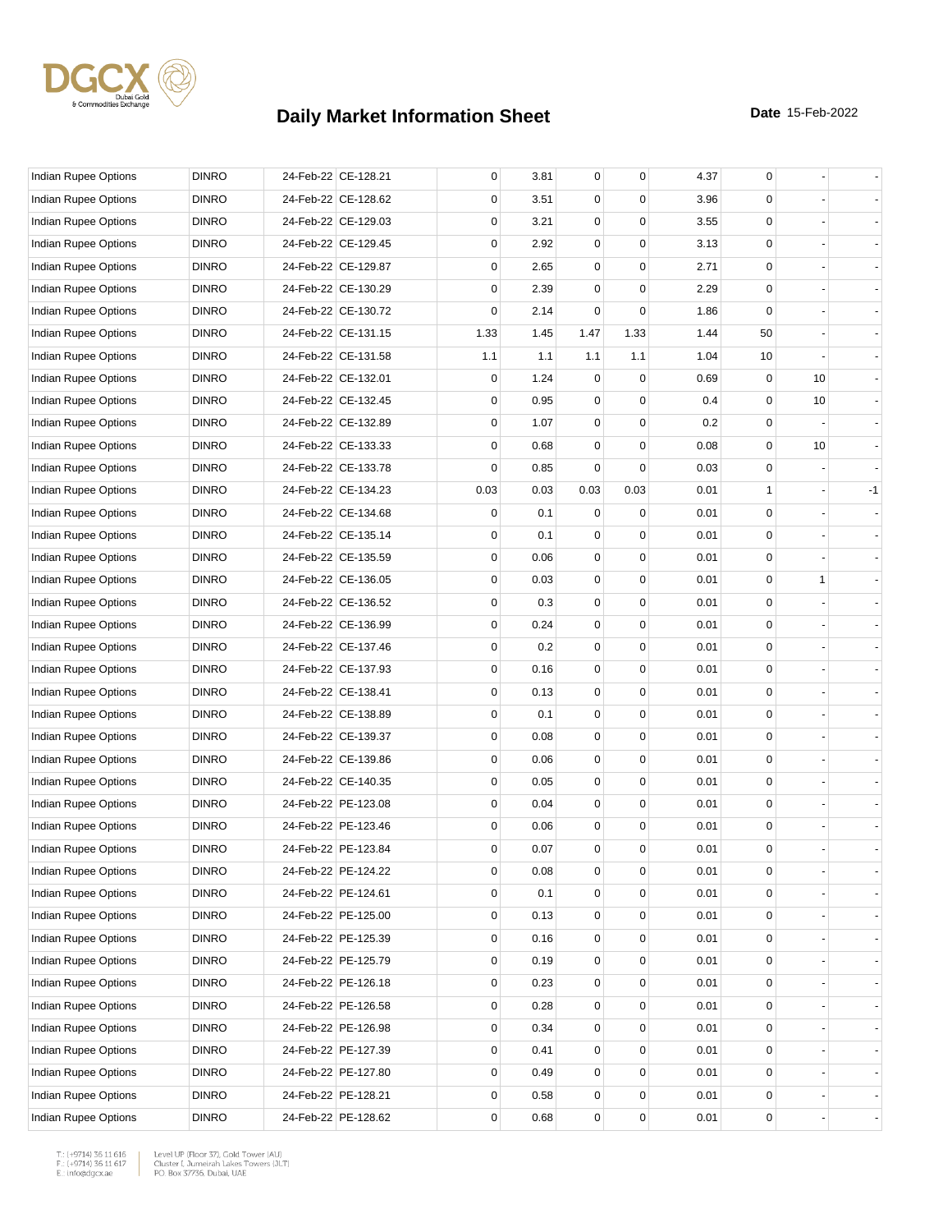# Daily Market Information Sheet

**Date** 15-Feb-2022

| | | | | | | | | | | | |
|---|---|---|---|---|---|---|---|---|---|---|---|
| Indian Rupee Options | DINRO | 24-Feb-22 | CE-128.21 | 0 | 3.81 | 0 | 0 | 4.37 | 0 | - | - |
| Indian Rupee Options | DINRO | 24-Feb-22 | CE-128.62 | 0 | 3.51 | 0 | 0 | 3.96 | 0 | - | - |
| Indian Rupee Options | DINRO | 24-Feb-22 | CE-129.03 | 0 | 3.21 | 0 | 0 | 3.55 | 0 | - | - |
| Indian Rupee Options | DINRO | 24-Feb-22 | CE-129.45 | 0 | 2.92 | 0 | 0 | 3.13 | 0 | - | - |
| Indian Rupee Options | DINRO | 24-Feb-22 | CE-129.87 | 0 | 2.65 | 0 | 0 | 2.71 | 0 | - | - |
| Indian Rupee Options | DINRO | 24-Feb-22 | CE-130.29 | 0 | 2.39 | 0 | 0 | 2.29 | 0 | - | - |
| Indian Rupee Options | DINRO | 24-Feb-22 | CE-130.72 | 0 | 2.14 | 0 | 0 | 1.86 | 0 | - | - |
| Indian Rupee Options | DINRO | 24-Feb-22 | CE-131.15 | 1.33 | 1.45 | 1.47 | 1.33 | 1.44 | 50 | - | - |
| Indian Rupee Options | DINRO | 24-Feb-22 | CE-131.58 | 1.1 | 1.1 | 1.1 | 1.1 | 1.04 | 10 | - | - |
| Indian Rupee Options | DINRO | 24-Feb-22 | CE-132.01 | 0 | 1.24 | 0 | 0 | 0.69 | 0 | 10 | - |
| Indian Rupee Options | DINRO | 24-Feb-22 | CE-132.45 | 0 | 0.95 | 0 | 0 | 0.4 | 0 | 10 | - |
| Indian Rupee Options | DINRO | 24-Feb-22 | CE-132.89 | 0 | 1.07 | 0 | 0 | 0.2 | 0 | - | - |
| Indian Rupee Options | DINRO | 24-Feb-22 | CE-133.33 | 0 | 0.68 | 0 | 0 | 0.08 | 0 | 10 | - |
| Indian Rupee Options | DINRO | 24-Feb-22 | CE-133.78 | 0 | 0.85 | 0 | 0 | 0.03 | 0 | - | - |
| Indian Rupee Options | DINRO | 24-Feb-22 | CE-134.23 | 0.03 | 0.03 | 0.03 | 0.03 | 0.01 | 1 | - | -1 |
| Indian Rupee Options | DINRO | 24-Feb-22 | CE-134.68 | 0 | 0.1 | 0 | 0 | 0.01 | 0 | - | - |
| Indian Rupee Options | DINRO | 24-Feb-22 | CE-135.14 | 0 | 0.1 | 0 | 0 | 0.01 | 0 | - | - |
| Indian Rupee Options | DINRO | 24-Feb-22 | CE-135.59 | 0 | 0.06 | 0 | 0 | 0.01 | 0 | - | - |
| Indian Rupee Options | DINRO | 24-Feb-22 | CE-136.05 | 0 | 0.03 | 0 | 0 | 0.01 | 0 | 1 | - |
| Indian Rupee Options | DINRO | 24-Feb-22 | CE-136.52 | 0 | 0.3 | 0 | 0 | 0.01 | 0 | - | - |
| Indian Rupee Options | DINRO | 24-Feb-22 | CE-136.99 | 0 | 0.24 | 0 | 0 | 0.01 | 0 | - | - |
| Indian Rupee Options | DINRO | 24-Feb-22 | CE-137.46 | 0 | 0.2 | 0 | 0 | 0.01 | 0 | - | - |
| Indian Rupee Options | DINRO | 24-Feb-22 | CE-137.93 | 0 | 0.16 | 0 | 0 | 0.01 | 0 | - | - |
| Indian Rupee Options | DINRO | 24-Feb-22 | CE-138.41 | 0 | 0.13 | 0 | 0 | 0.01 | 0 | - | - |
| Indian Rupee Options | DINRO | 24-Feb-22 | CE-138.89 | 0 | 0.1 | 0 | 0 | 0.01 | 0 | - | - |
| Indian Rupee Options | DINRO | 24-Feb-22 | CE-139.37 | 0 | 0.08 | 0 | 0 | 0.01 | 0 | - | - |
| Indian Rupee Options | DINRO | 24-Feb-22 | CE-139.86 | 0 | 0.06 | 0 | 0 | 0.01 | 0 | - | - |
| Indian Rupee Options | DINRO | 24-Feb-22 | CE-140.35 | 0 | 0.05 | 0 | 0 | 0.01 | 0 | - | - |
| Indian Rupee Options | DINRO | 24-Feb-22 | PE-123.08 | 0 | 0.04 | 0 | 0 | 0.01 | 0 | - | - |
| Indian Rupee Options | DINRO | 24-Feb-22 | PE-123.46 | 0 | 0.06 | 0 | 0 | 0.01 | 0 | - | - |
| Indian Rupee Options | DINRO | 24-Feb-22 | PE-123.84 | 0 | 0.07 | 0 | 0 | 0.01 | 0 | - | - |
| Indian Rupee Options | DINRO | 24-Feb-22 | PE-124.22 | 0 | 0.08 | 0 | 0 | 0.01 | 0 | - | - |
| Indian Rupee Options | DINRO | 24-Feb-22 | PE-124.61 | 0 | 0.1 | 0 | 0 | 0.01 | 0 | - | - |
| Indian Rupee Options | DINRO | 24-Feb-22 | PE-125.00 | 0 | 0.13 | 0 | 0 | 0.01 | 0 | - | - |
| Indian Rupee Options | DINRO | 24-Feb-22 | PE-125.39 | 0 | 0.16 | 0 | 0 | 0.01 | 0 | - | - |
| Indian Rupee Options | DINRO | 24-Feb-22 | PE-125.79 | 0 | 0.19 | 0 | 0 | 0.01 | 0 | - | - |
| Indian Rupee Options | DINRO | 24-Feb-22 | PE-126.18 | 0 | 0.23 | 0 | 0 | 0.01 | 0 | - | - |
| Indian Rupee Options | DINRO | 24-Feb-22 | PE-126.58 | 0 | 0.28 | 0 | 0 | 0.01 | 0 | - | - |
| Indian Rupee Options | DINRO | 24-Feb-22 | PE-126.98 | 0 | 0.34 | 0 | 0 | 0.01 | 0 | - | - |
| Indian Rupee Options | DINRO | 24-Feb-22 | PE-127.39 | 0 | 0.41 | 0 | 0 | 0.01 | 0 | - | - |
| Indian Rupee Options | DINRO | 24-Feb-22 | PE-127.80 | 0 | 0.49 | 0 | 0 | 0.01 | 0 | - | - |
| Indian Rupee Options | DINRO | 24-Feb-22 | PE-128.21 | 0 | 0.58 | 0 | 0 | 0.01 | 0 | - | - |
| Indian Rupee Options | DINRO | 24-Feb-22 | PE-128.62 | 0 | 0.68 | 0 | 0 | 0.01 | 0 | - | - |

T.: (+9714) 36 11 616
F.: (+9714) 36 11 617
E.: info@dgcx.ae

Level UP (Floor 37), Gold Tower (AU)
Cluster I, Jumeirah Lakes Towers (JLT)
P.O. Box 37736, Dubai, UAE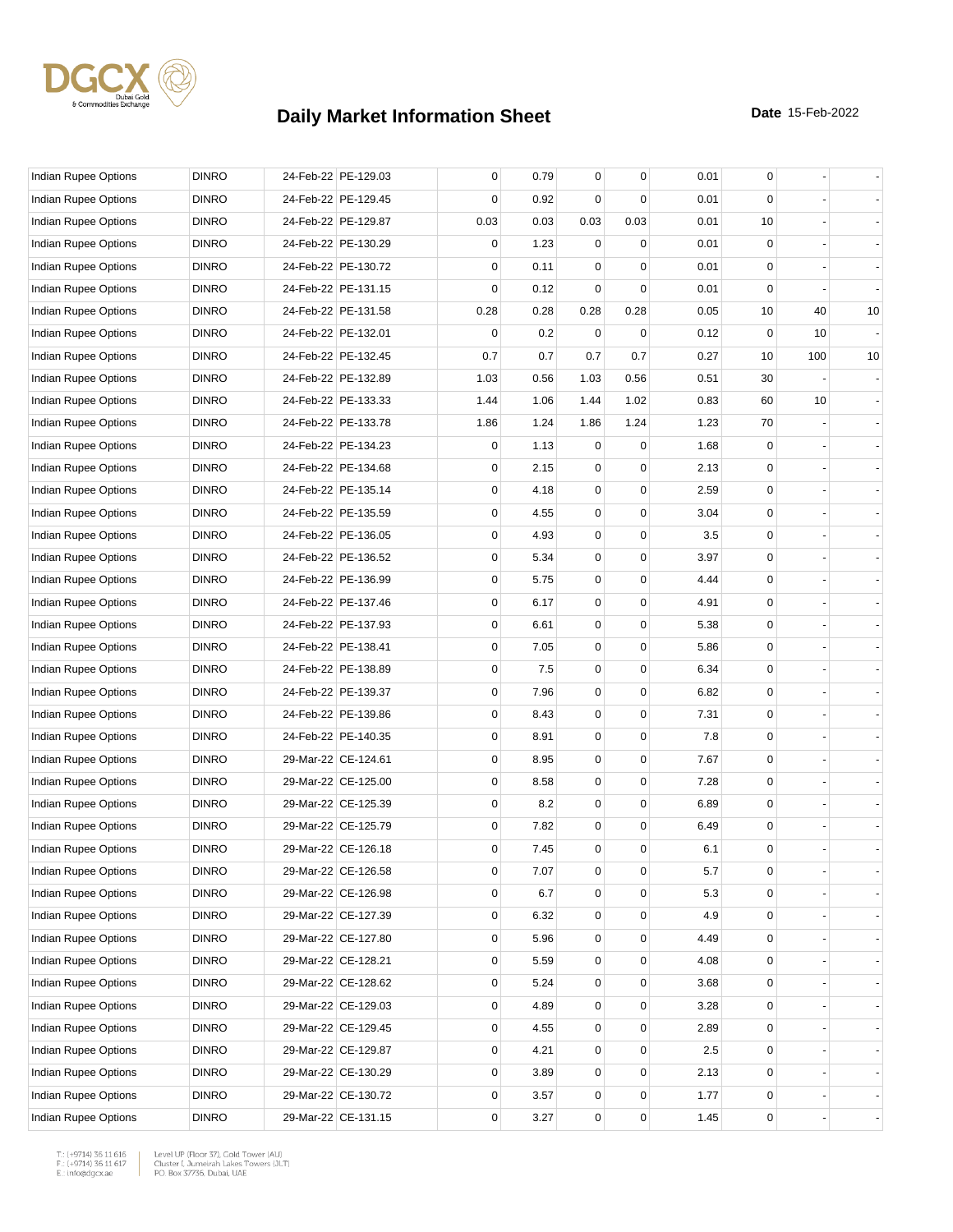# Daily Market Information Sheet

**Date** 15-Feb-2022

| | | | | | | | | | | | |
|---|---|---|---|---|---|---|---|---|---|---|---|
| Indian Rupee Options | DINRO | 24-Feb-22 | PE-129.03 | 0 | 0.79 | 0 | 0 | 0.01 | 0 | - | - |
| Indian Rupee Options | DINRO | 24-Feb-22 | PE-129.45 | 0 | 0.92 | 0 | 0 | 0.01 | 0 | - | - |
| Indian Rupee Options | DINRO | 24-Feb-22 | PE-129.87 | 0.03 | 0.03 | 0.03 | 0.03 | 0.01 | 10 | - | - |
| Indian Rupee Options | DINRO | 24-Feb-22 | PE-130.29 | 0 | 1.23 | 0 | 0 | 0.01 | 0 | - | - |
| Indian Rupee Options | DINRO | 24-Feb-22 | PE-130.72 | 0 | 0.11 | 0 | 0 | 0.01 | 0 | - | - |
| Indian Rupee Options | DINRO | 24-Feb-22 | PE-131.15 | 0 | 0.12 | 0 | 0 | 0.01 | 0 | - | - |
| Indian Rupee Options | DINRO | 24-Feb-22 | PE-131.58 | 0.28 | 0.28 | 0.28 | 0.28 | 0.05 | 10 | 40 | 10 |
| Indian Rupee Options | DINRO | 24-Feb-22 | PE-132.01 | 0 | 0.2 | 0 | 0 | 0.12 | 0 | 10 | - |
| Indian Rupee Options | DINRO | 24-Feb-22 | PE-132.45 | 0.7 | 0.7 | 0.7 | 0.7 | 0.27 | 10 | 100 | 10 |
| Indian Rupee Options | DINRO | 24-Feb-22 | PE-132.89 | 1.03 | 0.56 | 1.03 | 0.56 | 0.51 | 30 | - | - |
| Indian Rupee Options | DINRO | 24-Feb-22 | PE-133.33 | 1.44 | 1.06 | 1.44 | 1.02 | 0.83 | 60 | 10 | - |
| Indian Rupee Options | DINRO | 24-Feb-22 | PE-133.78 | 1.86 | 1.24 | 1.86 | 1.24 | 1.23 | 70 | - | - |
| Indian Rupee Options | DINRO | 24-Feb-22 | PE-134.23 | 0 | 1.13 | 0 | 0 | 1.68 | 0 | - | - |
| Indian Rupee Options | DINRO | 24-Feb-22 | PE-134.68 | 0 | 2.15 | 0 | 0 | 2.13 | 0 | - | - |
| Indian Rupee Options | DINRO | 24-Feb-22 | PE-135.14 | 0 | 4.18 | 0 | 0 | 2.59 | 0 | - | - |
| Indian Rupee Options | DINRO | 24-Feb-22 | PE-135.59 | 0 | 4.55 | 0 | 0 | 3.04 | 0 | - | - |
| Indian Rupee Options | DINRO | 24-Feb-22 | PE-136.05 | 0 | 4.93 | 0 | 0 | 3.5 | 0 | - | - |
| Indian Rupee Options | DINRO | 24-Feb-22 | PE-136.52 | 0 | 5.34 | 0 | 0 | 3.97 | 0 | - | - |
| Indian Rupee Options | DINRO | 24-Feb-22 | PE-136.99 | 0 | 5.75 | 0 | 0 | 4.44 | 0 | - | - |
| Indian Rupee Options | DINRO | 24-Feb-22 | PE-137.46 | 0 | 6.17 | 0 | 0 | 4.91 | 0 | - | - |
| Indian Rupee Options | DINRO | 24-Feb-22 | PE-137.93 | 0 | 6.61 | 0 | 0 | 5.38 | 0 | - | - |
| Indian Rupee Options | DINRO | 24-Feb-22 | PE-138.41 | 0 | 7.05 | 0 | 0 | 5.86 | 0 | - | - |
| Indian Rupee Options | DINRO | 24-Feb-22 | PE-138.89 | 0 | 7.5 | 0 | 0 | 6.34 | 0 | - | - |
| Indian Rupee Options | DINRO | 24-Feb-22 | PE-139.37 | 0 | 7.96 | 0 | 0 | 6.82 | 0 | - | - |
| Indian Rupee Options | DINRO | 24-Feb-22 | PE-139.86 | 0 | 8.43 | 0 | 0 | 7.31 | 0 | - | - |
| Indian Rupee Options | DINRO | 24-Feb-22 | PE-140.35 | 0 | 8.91 | 0 | 0 | 7.8 | 0 | - | - |
| Indian Rupee Options | DINRO | 29-Mar-22 | CE-124.61 | 0 | 8.95 | 0 | 0 | 7.67 | 0 | - | - |
| Indian Rupee Options | DINRO | 29-Mar-22 | CE-125.00 | 0 | 8.58 | 0 | 0 | 7.28 | 0 | - | - |
| Indian Rupee Options | DINRO | 29-Mar-22 | CE-125.39 | 0 | 8.2 | 0 | 0 | 6.89 | 0 | - | - |
| Indian Rupee Options | DINRO | 29-Mar-22 | CE-125.79 | 0 | 7.82 | 0 | 0 | 6.49 | 0 | - | - |
| Indian Rupee Options | DINRO | 29-Mar-22 | CE-126.18 | 0 | 7.45 | 0 | 0 | 6.1 | 0 | - | - |
| Indian Rupee Options | DINRO | 29-Mar-22 | CE-126.58 | 0 | 7.07 | 0 | 0 | 5.7 | 0 | - | - |
| Indian Rupee Options | DINRO | 29-Mar-22 | CE-126.98 | 0 | 6.7 | 0 | 0 | 5.3 | 0 | - | - |
| Indian Rupee Options | DINRO | 29-Mar-22 | CE-127.39 | 0 | 6.32 | 0 | 0 | 4.9 | 0 | - | - |
| Indian Rupee Options | DINRO | 29-Mar-22 | CE-127.80 | 0 | 5.96 | 0 | 0 | 4.49 | 0 | - | - |
| Indian Rupee Options | DINRO | 29-Mar-22 | CE-128.21 | 0 | 5.59 | 0 | 0 | 4.08 | 0 | - | - |
| Indian Rupee Options | DINRO | 29-Mar-22 | CE-128.62 | 0 | 5.24 | 0 | 0 | 3.68 | 0 | - | - |
| Indian Rupee Options | DINRO | 29-Mar-22 | CE-129.03 | 0 | 4.89 | 0 | 0 | 3.28 | 0 | - | - |
| Indian Rupee Options | DINRO | 29-Mar-22 | CE-129.45 | 0 | 4.55 | 0 | 0 | 2.89 | 0 | - | - |
| Indian Rupee Options | DINRO | 29-Mar-22 | CE-129.87 | 0 | 4.21 | 0 | 0 | 2.5 | 0 | - | - |
| Indian Rupee Options | DINRO | 29-Mar-22 | CE-130.29 | 0 | 3.89 | 0 | 0 | 2.13 | 0 | - | - |
| Indian Rupee Options | DINRO | 29-Mar-22 | CE-130.72 | 0 | 3.57 | 0 | 0 | 1.77 | 0 | - | - |
| Indian Rupee Options | DINRO | 29-Mar-22 | CE-131.15 | 0 | 3.27 | 0 | 0 | 1.45 | 0 | - | - |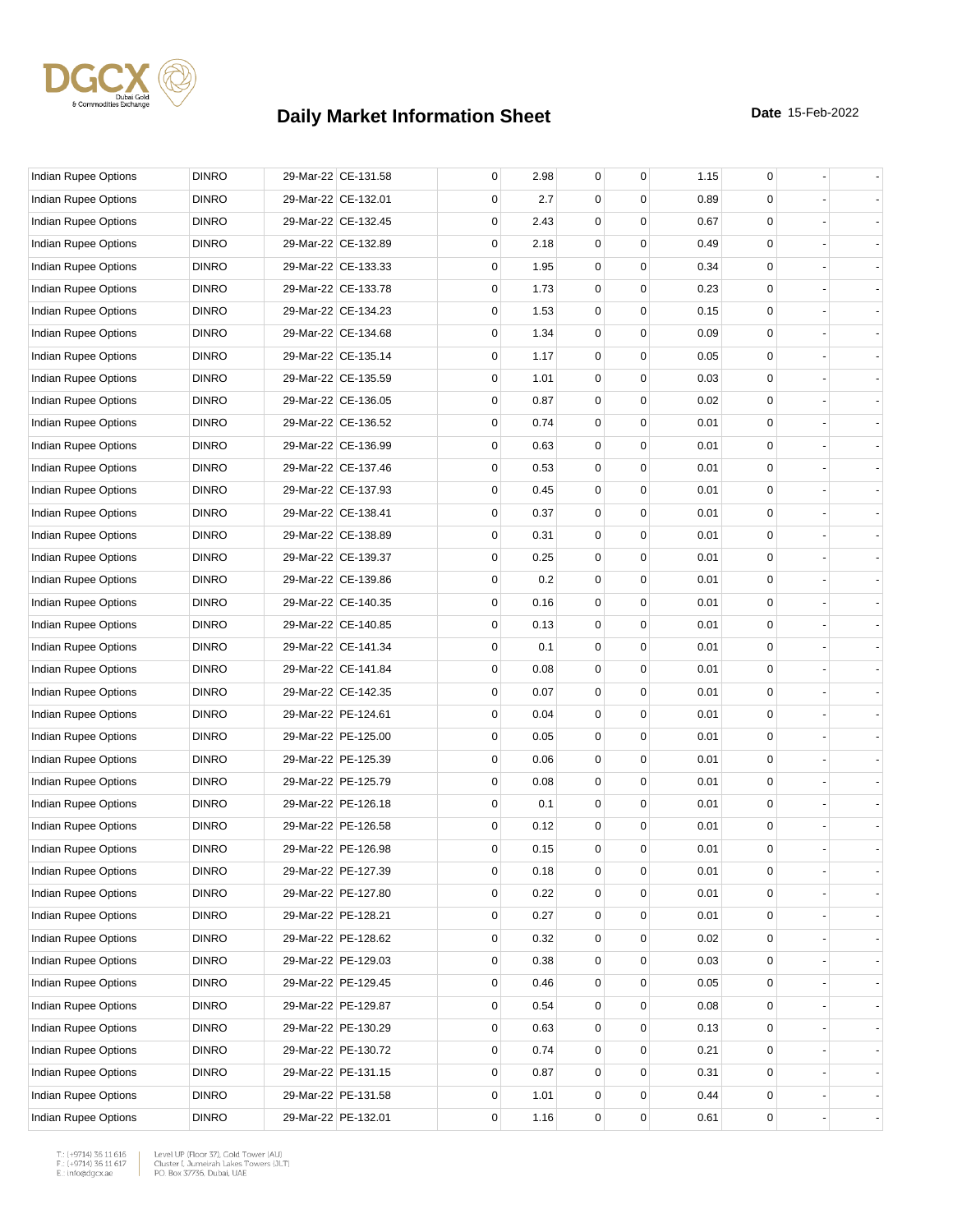# Daily Market Information Sheet

**Date** 15-Feb-2022

| | | | | | | | | | | | |
|---|---|---|---|---|---|---|---|---|---|---|---|
| Indian Rupee Options | DINRO | 29-Mar-22 | CE-131.58 | 0 | 2.98 | 0 | 0 | 1.15 | 0 | - | - |
| Indian Rupee Options | DINRO | 29-Mar-22 | CE-132.01 | 0 | 2.7 | 0 | 0 | 0.89 | 0 | - | - |
| Indian Rupee Options | DINRO | 29-Mar-22 | CE-132.45 | 0 | 2.43 | 0 | 0 | 0.67 | 0 | - | - |
| Indian Rupee Options | DINRO | 29-Mar-22 | CE-132.89 | 0 | 2.18 | 0 | 0 | 0.49 | 0 | - | - |
| Indian Rupee Options | DINRO | 29-Mar-22 | CE-133.33 | 0 | 1.95 | 0 | 0 | 0.34 | 0 | - | - |
| Indian Rupee Options | DINRO | 29-Mar-22 | CE-133.78 | 0 | 1.73 | 0 | 0 | 0.23 | 0 | - | - |
| Indian Rupee Options | DINRO | 29-Mar-22 | CE-134.23 | 0 | 1.53 | 0 | 0 | 0.15 | 0 | - | - |
| Indian Rupee Options | DINRO | 29-Mar-22 | CE-134.68 | 0 | 1.34 | 0 | 0 | 0.09 | 0 | - | - |
| Indian Rupee Options | DINRO | 29-Mar-22 | CE-135.14 | 0 | 1.17 | 0 | 0 | 0.05 | 0 | - | - |
| Indian Rupee Options | DINRO | 29-Mar-22 | CE-135.59 | 0 | 1.01 | 0 | 0 | 0.03 | 0 | - | - |
| Indian Rupee Options | DINRO | 29-Mar-22 | CE-136.05 | 0 | 0.87 | 0 | 0 | 0.02 | 0 | - | - |
| Indian Rupee Options | DINRO | 29-Mar-22 | CE-136.52 | 0 | 0.74 | 0 | 0 | 0.01 | 0 | - | - |
| Indian Rupee Options | DINRO | 29-Mar-22 | CE-136.99 | 0 | 0.63 | 0 | 0 | 0.01 | 0 | - | - |
| Indian Rupee Options | DINRO | 29-Mar-22 | CE-137.46 | 0 | 0.53 | 0 | 0 | 0.01 | 0 | - | - |
| Indian Rupee Options | DINRO | 29-Mar-22 | CE-137.93 | 0 | 0.45 | 0 | 0 | 0.01 | 0 | - | - |
| Indian Rupee Options | DINRO | 29-Mar-22 | CE-138.41 | 0 | 0.37 | 0 | 0 | 0.01 | 0 | - | - |
| Indian Rupee Options | DINRO | 29-Mar-22 | CE-138.89 | 0 | 0.31 | 0 | 0 | 0.01 | 0 | - | - |
| Indian Rupee Options | DINRO | 29-Mar-22 | CE-139.37 | 0 | 0.25 | 0 | 0 | 0.01 | 0 | - | - |
| Indian Rupee Options | DINRO | 29-Mar-22 | CE-139.86 | 0 | 0.2 | 0 | 0 | 0.01 | 0 | - | - |
| Indian Rupee Options | DINRO | 29-Mar-22 | CE-140.35 | 0 | 0.16 | 0 | 0 | 0.01 | 0 | - | - |
| Indian Rupee Options | DINRO | 29-Mar-22 | CE-140.85 | 0 | 0.13 | 0 | 0 | 0.01 | 0 | - | - |
| Indian Rupee Options | DINRO | 29-Mar-22 | CE-141.34 | 0 | 0.1 | 0 | 0 | 0.01 | 0 | - | - |
| Indian Rupee Options | DINRO | 29-Mar-22 | CE-141.84 | 0 | 0.08 | 0 | 0 | 0.01 | 0 | - | - |
| Indian Rupee Options | DINRO | 29-Mar-22 | CE-142.35 | 0 | 0.07 | 0 | 0 | 0.01 | 0 | - | - |
| Indian Rupee Options | DINRO | 29-Mar-22 | PE-124.61 | 0 | 0.04 | 0 | 0 | 0.01 | 0 | - | - |
| Indian Rupee Options | DINRO | 29-Mar-22 | PE-125.00 | 0 | 0.05 | 0 | 0 | 0.01 | 0 | - | - |
| Indian Rupee Options | DINRO | 29-Mar-22 | PE-125.39 | 0 | 0.06 | 0 | 0 | 0.01 | 0 | - | - |
| Indian Rupee Options | DINRO | 29-Mar-22 | PE-125.79 | 0 | 0.08 | 0 | 0 | 0.01 | 0 | - | - |
| Indian Rupee Options | DINRO | 29-Mar-22 | PE-126.18 | 0 | 0.1 | 0 | 0 | 0.01 | 0 | - | - |
| Indian Rupee Options | DINRO | 29-Mar-22 | PE-126.58 | 0 | 0.12 | 0 | 0 | 0.01 | 0 | - | - |
| Indian Rupee Options | DINRO | 29-Mar-22 | PE-126.98 | 0 | 0.15 | 0 | 0 | 0.01 | 0 | - | - |
| Indian Rupee Options | DINRO | 29-Mar-22 | PE-127.39 | 0 | 0.18 | 0 | 0 | 0.01 | 0 | - | - |
| Indian Rupee Options | DINRO | 29-Mar-22 | PE-127.80 | 0 | 0.22 | 0 | 0 | 0.01 | 0 | - | - |
| Indian Rupee Options | DINRO | 29-Mar-22 | PE-128.21 | 0 | 0.27 | 0 | 0 | 0.01 | 0 | - | - |
| Indian Rupee Options | DINRO | 29-Mar-22 | PE-128.62 | 0 | 0.32 | 0 | 0 | 0.02 | 0 | - | - |
| Indian Rupee Options | DINRO | 29-Mar-22 | PE-129.03 | 0 | 0.38 | 0 | 0 | 0.03 | 0 | - | - |
| Indian Rupee Options | DINRO | 29-Mar-22 | PE-129.45 | 0 | 0.46 | 0 | 0 | 0.05 | 0 | - | - |
| Indian Rupee Options | DINRO | 29-Mar-22 | PE-129.87 | 0 | 0.54 | 0 | 0 | 0.08 | 0 | - | - |
| Indian Rupee Options | DINRO | 29-Mar-22 | PE-130.29 | 0 | 0.63 | 0 | 0 | 0.13 | 0 | - | - |
| Indian Rupee Options | DINRO | 29-Mar-22 | PE-130.72 | 0 | 0.74 | 0 | 0 | 0.21 | 0 | - | - |
| Indian Rupee Options | DINRO | 29-Mar-22 | PE-131.15 | 0 | 0.87 | 0 | 0 | 0.31 | 0 | - | - |
| Indian Rupee Options | DINRO | 29-Mar-22 | PE-131.58 | 0 | 1.01 | 0 | 0 | 0.44 | 0 | - | - |
| Indian Rupee Options | DINRO | 29-Mar-22 | PE-132.01 | 0 | 1.16 | 0 | 0 | 0.61 | 0 | - | - |

T.: (+9714) 36 11 616
F.: (+9714) 36 11 617
E.: info@dgcx.ae

Level UP (Floor 37), Gold Tower (AU)
Cluster I, Jumeirah Lakes Towers (JLT)
P.O. Box 37736, Dubai, UAE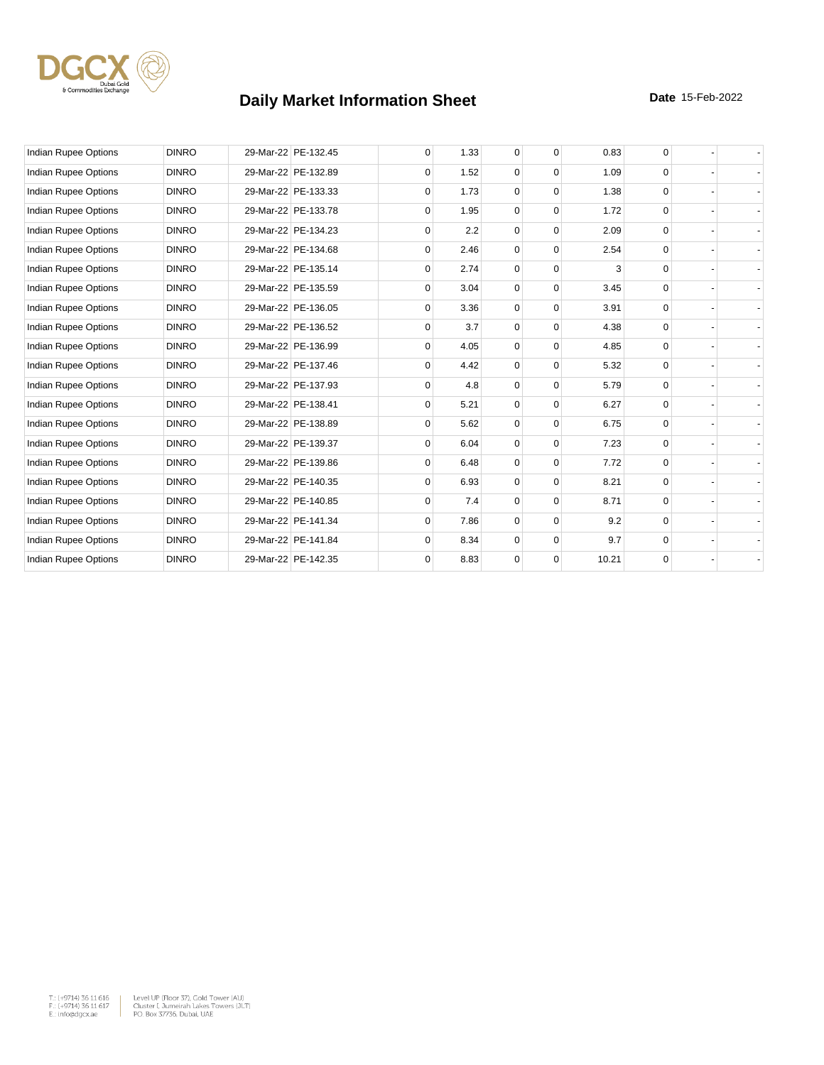## Daily Market Information Sheet

**Date** 15-Feb-2022

| | | | | | | | | | | | |
|---|---|---|---|---|---|---|---|---|---|---|---|
| Indian Rupee Options | DINRO | 29-Mar-22 | PE-132.45 | 0 | 1.33 | 0 | 0 | 0.83 | 0 | - | - |
| Indian Rupee Options | DINRO | 29-Mar-22 | PE-132.89 | 0 | 1.52 | 0 | 0 | 1.09 | 0 | - | - |
| Indian Rupee Options | DINRO | 29-Mar-22 | PE-133.33 | 0 | 1.73 | 0 | 0 | 1.38 | 0 | - | - |
| Indian Rupee Options | DINRO | 29-Mar-22 | PE-133.78 | 0 | 1.95 | 0 | 0 | 1.72 | 0 | - | - |
| Indian Rupee Options | DINRO | 29-Mar-22 | PE-134.23 | 0 | 2.2 | 0 | 0 | 2.09 | 0 | - | - |
| Indian Rupee Options | DINRO | 29-Mar-22 | PE-134.68 | 0 | 2.46 | 0 | 0 | 2.54 | 0 | - | - |
| Indian Rupee Options | DINRO | 29-Mar-22 | PE-135.14 | 0 | 2.74 | 0 | 0 | 3 | 0 | - | - |
| Indian Rupee Options | DINRO | 29-Mar-22 | PE-135.59 | 0 | 3.04 | 0 | 0 | 3.45 | 0 | - | - |
| Indian Rupee Options | DINRO | 29-Mar-22 | PE-136.05 | 0 | 3.36 | 0 | 0 | 3.91 | 0 | - | - |
| Indian Rupee Options | DINRO | 29-Mar-22 | PE-136.52 | 0 | 3.7 | 0 | 0 | 4.38 | 0 | - | - |
| Indian Rupee Options | DINRO | 29-Mar-22 | PE-136.99 | 0 | 4.05 | 0 | 0 | 4.85 | 0 | - | - |
| Indian Rupee Options | DINRO | 29-Mar-22 | PE-137.46 | 0 | 4.42 | 0 | 0 | 5.32 | 0 | - | - |
| Indian Rupee Options | DINRO | 29-Mar-22 | PE-137.93 | 0 | 4.8 | 0 | 0 | 5.79 | 0 | - | - |
| Indian Rupee Options | DINRO | 29-Mar-22 | PE-138.41 | 0 | 5.21 | 0 | 0 | 6.27 | 0 | - | - |
| Indian Rupee Options | DINRO | 29-Mar-22 | PE-138.89 | 0 | 5.62 | 0 | 0 | 6.75 | 0 | - | - |
| Indian Rupee Options | DINRO | 29-Mar-22 | PE-139.37 | 0 | 6.04 | 0 | 0 | 7.23 | 0 | - | - |
| Indian Rupee Options | DINRO | 29-Mar-22 | PE-139.86 | 0 | 6.48 | 0 | 0 | 7.72 | 0 | - | - |
| Indian Rupee Options | DINRO | 29-Mar-22 | PE-140.35 | 0 | 6.93 | 0 | 0 | 8.21 | 0 | - | - |
| Indian Rupee Options | DINRO | 29-Mar-22 | PE-140.85 | 0 | 7.4 | 0 | 0 | 8.71 | 0 | - | - |
| Indian Rupee Options | DINRO | 29-Mar-22 | PE-141.34 | 0 | 7.86 | 0 | 0 | 9.2 | 0 | - | - |
| Indian Rupee Options | DINRO | 29-Mar-22 | PE-141.84 | 0 | 8.34 | 0 | 0 | 9.7 | 0 | - | - |
| Indian Rupee Options | DINRO | 29-Mar-22 | PE-142.35 | 0 | 8.83 | 0 | 0 | 10.21 | 0 | - | - |

T.: (+9714) 36 11 616
F.: (+9714) 36 11 617
E.: info@dgcx.ae

Level UP (Floor 37), Gold Tower (AU)
Cluster I, Jumeirah Lakes Towers (JLT)
P.O. Box 37736, Dubai, UAE